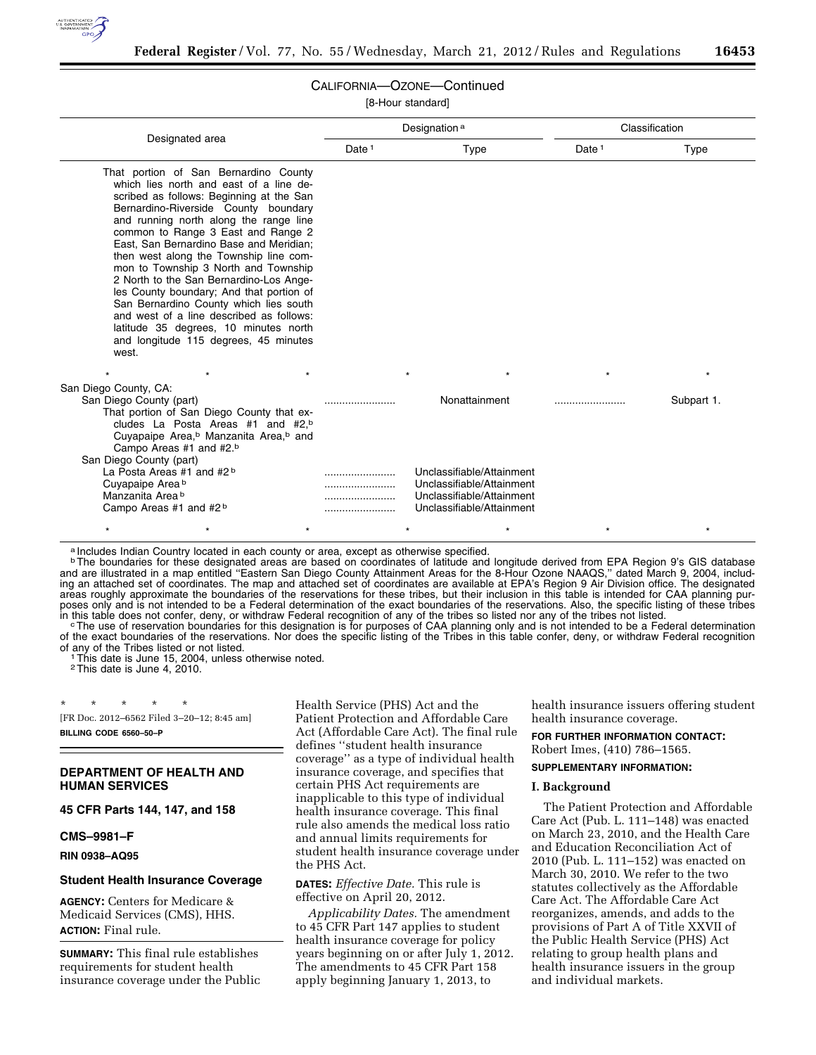CALIFORNIA—OZONE—Continued

[8-Hour standard]

| Designated area | Designation[a] | | Classification | |
|---|---|---|---|---|
| | Date[1] | Type | Date[1] | Type |
| That portion of San Bernardino County which lies north and east of a line described as follows: Beginning at the San Bernardino-Riverside County boundary and running north along the range line common to Range 3 East and Range 2 East, San Bernardino Base and Meridian; then west along the Township line common to Township 3 North and Township 2 North to the San Bernardino-Los Angeles County boundary; And that portion of San Bernardino County which lies south and west of a line described as follows: latitude 35 degrees, 10 minutes north and longitude 115 degrees, 45 minutes west. | | | | |
| * * * | * | * | * | * |
| San Diego County, CA: | | | | |
| San Diego County (part) That portion of San Diego County that excludes La Posta Areas #1 and #2,[b] Cuyapaipe Area,[b] Manzanita Area,[b] and Campo Areas #1 and #2.[b] | ........................ | Nonattainment | ........................ | Subpart 1. |
| San Diego County (part) | | | | |
| La Posta Areas #1 and #2[b] | ........................ | Unclassifiable/Attainment | | |
| Cuyapaipe Area[b] | ........................ | Unclassifiable/Attainment | | |
| Manzanita Area[b] | ........................ | Unclassifiable/Attainment | | |
| Campo Areas #1 and #2[b] | ........................ | Unclassifiable/Attainment | | |
| * * * | * | * | * | * |

[a] Includes Indian Country located in each county or area, except as otherwise specified.

[b] The boundaries for these designated areas are based on coordinates of latitude and longitude derived from EPA Region 9's GIS database and are illustrated in a map entitled ''Eastern San Diego County Attainment Areas for the 8-Hour Ozone NAAQS,'' dated March 9, 2004, including an attached set of coordinates. The map and attached set of coordinates are available at EPA's Region 9 Air Division office. The designated areas roughly approximate the boundaries of the reservations for these tribes, but their inclusion in this table is intended for CAA planning purposes only and is not intended to be a Federal determination of the exact boundaries of the reservations. Also, the specific listing of these tribes in this table does not confer, deny, or withdraw Federal recognition of any of the tribes so listed nor any of the tribes not listed.

[c] The use of reservation boundaries for this designation is for purposes of CAA planning only and is not intended to be a Federal determination of the exact boundaries of the reservations. Nor does the specific listing of the Tribes in this table confer, deny, or withdraw Federal recognition of any of the Tribes listed or not listed.

[1] This date is June 15, 2004, unless otherwise noted.

[2] This date is June 4, 2010.

\* \* \* \* \*

[FR Doc. 2012–6562 Filed 3–20–12; 8:45 am]

**BILLING CODE 6560–50–P**

## DEPARTMENT OF HEALTH AND HUMAN SERVICES

### 45 CFR Parts 144, 147, and 158

### CMS–9981–F

### RIN 0938–AQ95

## Student Health Insurance Coverage

**AGENCY:** Centers for Medicare & Medicaid Services (CMS), HHS.

**ACTION:** Final rule.

**SUMMARY:** This final rule establishes requirements for student health insurance coverage under the Public Health Service (PHS) Act and the Patient Protection and Affordable Care Act (Affordable Care Act). The final rule defines ''student health insurance coverage'' as a type of individual health insurance coverage, and specifies that certain PHS Act requirements are inapplicable to this type of individual health insurance coverage. This final rule also amends the medical loss ratio and annual limits requirements for student health insurance coverage under the PHS Act.

**DATES:** *Effective Date.* This rule is effective on April 20, 2012.

*Applicability Dates.* The amendment to 45 CFR Part 147 applies to student health insurance coverage for policy years beginning on or after July 1, 2012. The amendments to 45 CFR Part 158 apply beginning January 1, 2013, to health insurance issuers offering student health insurance coverage.

**FOR FURTHER INFORMATION CONTACT:** Robert Imes, (410) 786–1565.

**SUPPLEMENTARY INFORMATION:**

### I. Background

The Patient Protection and Affordable Care Act (Pub. L. 111–148) was enacted on March 23, 2010, and the Health Care and Education Reconciliation Act of 2010 (Pub. L. 111–152) was enacted on March 30, 2010. We refer to the two statutes collectively as the Affordable Care Act. The Affordable Care Act reorganizes, amends, and adds to the provisions of Part A of Title XXVII of the Public Health Service (PHS) Act relating to group health plans and health insurance issuers in the group and individual markets.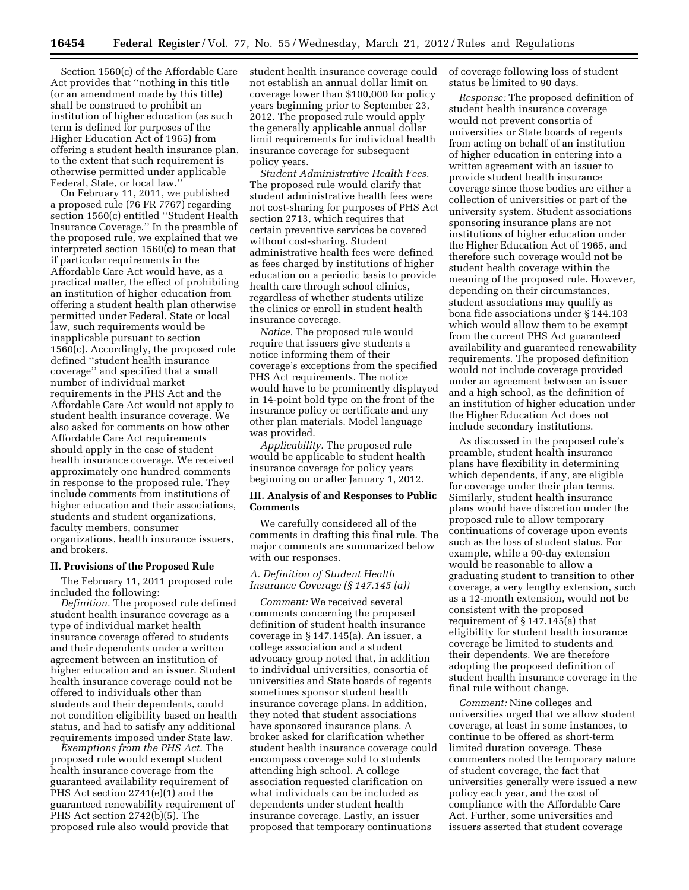Section 1560(c) of the Affordable Care Act provides that "nothing in this title (or an amendment made by this title) shall be construed to prohibit an institution of higher education (as such term is defined for purposes of the Higher Education Act of 1965) from offering a student health insurance plan, to the extent that such requirement is otherwise permitted under applicable Federal, State, or local law."

On February 11, 2011, we published a proposed rule (76 FR 7767) regarding section 1560(c) entitled "Student Health Insurance Coverage." In the preamble of the proposed rule, we explained that we interpreted section 1560(c) to mean that if particular requirements in the Affordable Care Act would have, as a practical matter, the effect of prohibiting an institution of higher education from offering a student health plan otherwise permitted under Federal, State or local law, such requirements would be inapplicable pursuant to section 1560(c). Accordingly, the proposed rule defined "student health insurance coverage" and specified that a small number of individual market requirements in the PHS Act and the Affordable Care Act would not apply to student health insurance coverage. We also asked for comments on how other Affordable Care Act requirements should apply in the case of student health insurance coverage. We received approximately one hundred comments in response to the proposed rule. They include comments from institutions of higher education and their associations, students and student organizations, faculty members, consumer organizations, health insurance issuers, and brokers.

## II. Provisions of the Proposed Rule

The February 11, 2011 proposed rule included the following:

*Definition.* The proposed rule defined student health insurance coverage as a type of individual market health insurance coverage offered to students and their dependents under a written agreement between an institution of higher education and an issuer. Student health insurance coverage could not be offered to individuals other than students and their dependents, could not condition eligibility based on health status, and had to satisfy any additional requirements imposed under State law.

*Exemptions from the PHS Act.* The proposed rule would exempt student health insurance coverage from the guaranteed availability requirement of PHS Act section 2741(e)(1) and the guaranteed renewability requirement of PHS Act section 2742(b)(5). The proposed rule also would provide that student health insurance coverage could not establish an annual dollar limit on coverage lower than $100,000 for policy years beginning prior to September 23, 2012. The proposed rule would apply the generally applicable annual dollar limit requirements for individual health insurance coverage for subsequent policy years.

*Student Administrative Health Fees.* The proposed rule would clarify that student administrative health fees were not cost-sharing for purposes of PHS Act section 2713, which requires that certain preventive services be covered without cost-sharing. Student administrative health fees were defined as fees charged by institutions of higher education on a periodic basis to provide health care through school clinics, regardless of whether students utilize the clinics or enroll in student health insurance coverage.

*Notice.* The proposed rule would require that issuers give students a notice informing them of their coverage's exceptions from the specified PHS Act requirements. The notice would have to be prominently displayed in 14-point bold type on the front of the insurance policy or certificate and any other plan materials. Model language was provided.

*Applicability.* The proposed rule would be applicable to student health insurance coverage for policy years beginning on or after January 1, 2012.

## III. Analysis of and Responses to Public Comments

We carefully considered all of the comments in drafting this final rule. The major comments are summarized below with our responses.

### A. Definition of Student Health Insurance Coverage (§ 147.145 (a))

*Comment:* We received several comments concerning the proposed definition of student health insurance coverage in § 147.145(a). An issuer, a college association and a student advocacy group noted that, in addition to individual universities, consortia of universities and State boards of regents sometimes sponsor student health insurance coverage plans. In addition, they noted that student associations have sponsored insurance plans. A broker asked for clarification whether student health insurance coverage could encompass coverage sold to students attending high school. A college association requested clarification on what individuals can be included as dependents under student health insurance coverage. Lastly, an issuer proposed that temporary continuations of coverage following loss of student status be limited to 90 days.

*Response:* The proposed definition of student health insurance coverage would not prevent consortia of universities or State boards of regents from acting on behalf of an institution of higher education in entering into a written agreement with an issuer to provide student health insurance coverage since those bodies are either a collection of universities or part of the university system. Student associations sponsoring insurance plans are not institutions of higher education under the Higher Education Act of 1965, and therefore such coverage would not be student health coverage within the meaning of the proposed rule. However, depending on their circumstances, student associations may qualify as bona fide associations under § 144.103 which would allow them to be exempt from the current PHS Act guaranteed availability and guaranteed renewability requirements. The proposed definition would not include coverage provided under an agreement between an issuer and a high school, as the definition of an institution of higher education under the Higher Education Act does not include secondary institutions.

As discussed in the proposed rule's preamble, student health insurance plans have flexibility in determining which dependents, if any, are eligible for coverage under their plan terms. Similarly, student health insurance plans would have discretion under the proposed rule to allow temporary continuations of coverage upon events such as the loss of student status. For example, while a 90-day extension would be reasonable to allow a graduating student to transition to other coverage, a very lengthy extension, such as a 12-month extension, would not be consistent with the proposed requirement of § 147.145(a) that eligibility for student health insurance coverage be limited to students and their dependents. We are therefore adopting the proposed definition of student health insurance coverage in the final rule without change.

*Comment:* Nine colleges and universities urged that we allow student coverage, at least in some instances, to continue to be offered as short-term limited duration coverage. These commenters noted the temporary nature of student coverage, the fact that universities generally were issued a new policy each year, and the cost of compliance with the Affordable Care Act. Further, some universities and issuers asserted that student coverage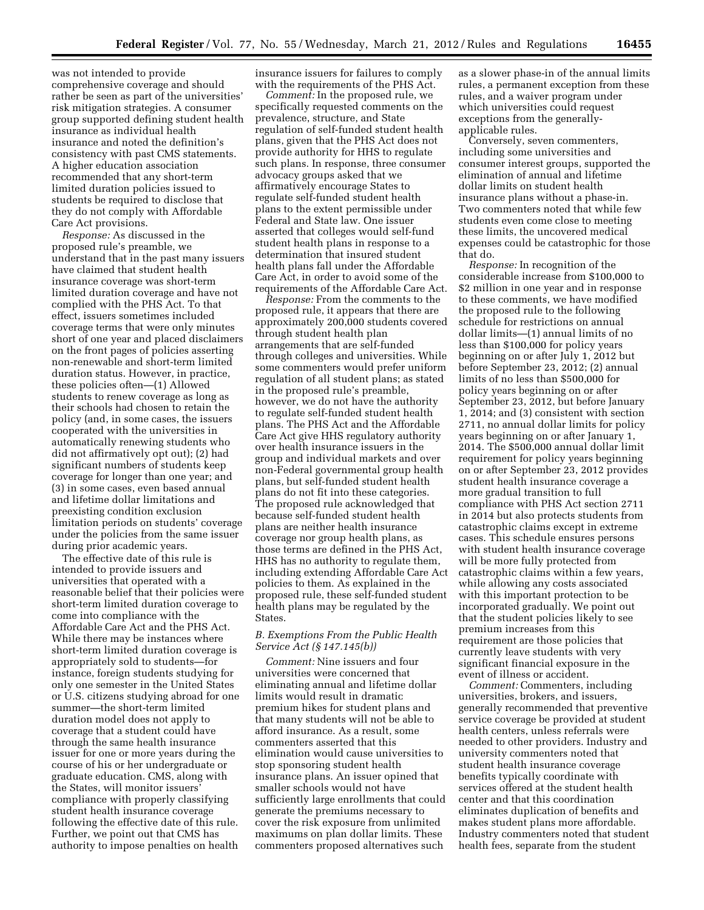was not intended to provide comprehensive coverage and should rather be seen as part of the universities' risk mitigation strategies. A consumer group supported defining student health insurance as individual health insurance and noted the definition's consistency with past CMS statements. A higher education association recommended that any short-term limited duration policies issued to students be required to disclose that they do not comply with Affordable Care Act provisions.

*Response:* As discussed in the proposed rule's preamble, we understand that in the past many issuers have claimed that student health insurance coverage was short-term limited duration coverage and have not complied with the PHS Act. To that effect, issuers sometimes included coverage terms that were only minutes short of one year and placed disclaimers on the front pages of policies asserting non-renewable and short-term limited duration status. However, in practice, these policies often—(1) Allowed students to renew coverage as long as their schools had chosen to retain the policy (and, in some cases, the issuers cooperated with the universities in automatically renewing students who did not affirmatively opt out); (2) had significant numbers of students keep coverage for longer than one year; and (3) in some cases, even based annual and lifetime dollar limitations and preexisting condition exclusion limitation periods on students' coverage under the policies from the same issuer during prior academic years.

The effective date of this rule is intended to provide issuers and universities that operated with a reasonable belief that their policies were short-term limited duration coverage to come into compliance with the Affordable Care Act and the PHS Act. While there may be instances where short-term limited duration coverage is appropriately sold to students—for instance, foreign students studying for only one semester in the United States or U.S. citizens studying abroad for one summer—the short-term limited duration model does not apply to coverage that a student could have through the same health insurance issuer for one or more years during the course of his or her undergraduate or graduate education. CMS, along with the States, will monitor issuers' compliance with properly classifying student health insurance coverage following the effective date of this rule. Further, we point out that CMS has authority to impose penalties on health insurance issuers for failures to comply with the requirements of the PHS Act.

*Comment:* In the proposed rule, we specifically requested comments on the prevalence, structure, and State regulation of self-funded student health plans, given that the PHS Act does not provide authority for HHS to regulate such plans. In response, three consumer advocacy groups asked that we affirmatively encourage States to regulate self-funded student health plans to the extent permissible under Federal and State law. One issuer asserted that colleges would self-fund student health plans in response to a determination that insured student health plans fall under the Affordable Care Act, in order to avoid some of the requirements of the Affordable Care Act.

*Response:* From the comments to the proposed rule, it appears that there are approximately 200,000 students covered through student health plan arrangements that are self-funded through colleges and universities. While some commenters would prefer uniform regulation of all student plans; as stated in the proposed rule's preamble, however, we do not have the authority to regulate self-funded student health plans. The PHS Act and the Affordable Care Act give HHS regulatory authority over health insurance issuers in the group and individual markets and over non-Federal governmental group health plans, but self-funded student health plans do not fit into these categories. The proposed rule acknowledged that because self-funded student health plans are neither health insurance coverage nor group health plans, as those terms are defined in the PHS Act, HHS has no authority to regulate them, including extending Affordable Care Act policies to them. As explained in the proposed rule, these self-funded student health plans may be regulated by the States.

### *B. Exemptions From the Public Health Service Act (§ 147.145(b))*

*Comment:* Nine issuers and four universities were concerned that eliminating annual and lifetime dollar limits would result in dramatic premium hikes for student plans and that many students will not be able to afford insurance. As a result, some commenters asserted that this elimination would cause universities to stop sponsoring student health insurance plans. An issuer opined that smaller schools would not have sufficiently large enrollments that could generate the premiums necessary to cover the risk exposure from unlimited maximums on plan dollar limits. These commenters proposed alternatives such as a slower phase-in of the annual limits rules, a permanent exception from these rules, and a waiver program under which universities could request exceptions from the generally-applicable rules.

Conversely, seven commenters, including some universities and consumer interest groups, supported the elimination of annual and lifetime dollar limits on student health insurance plans without a phase-in. Two commenters noted that while few students even come close to meeting these limits, the uncovered medical expenses could be catastrophic for those that do.

*Response:* In recognition of the considerable increase from $100,000 to $2 million in one year and in response to these comments, we have modified the proposed rule to the following schedule for restrictions on annual dollar limits—(1) annual limits of no less than $100,000 for policy years beginning on or after July 1, 2012 but before September 23, 2012; (2) annual limits of no less than $500,000 for policy years beginning on or after September 23, 2012, but before January 1, 2014; and (3) consistent with section 2711, no annual dollar limits for policy years beginning on or after January 1, 2014. The $500,000 annual dollar limit requirement for policy years beginning on or after September 23, 2012 provides student health insurance coverage a more gradual transition to full compliance with PHS Act section 2711 in 2014 but also protects students from catastrophic claims except in extreme cases. This schedule ensures persons with student health insurance coverage will be more fully protected from catastrophic claims within a few years, while allowing any costs associated with this important protection to be incorporated gradually. We point out that the student policies likely to see premium increases from this requirement are those policies that currently leave students with very significant financial exposure in the event of illness or accident.

*Comment:* Commenters, including universities, brokers, and issuers, generally recommended that preventive service coverage be provided at student health centers, unless referrals were needed to other providers. Industry and university commenters noted that student health insurance coverage benefits typically coordinate with services offered at the student health center and that this coordination eliminates duplication of benefits and makes student plans more affordable. Industry commenters noted that student health fees, separate from the student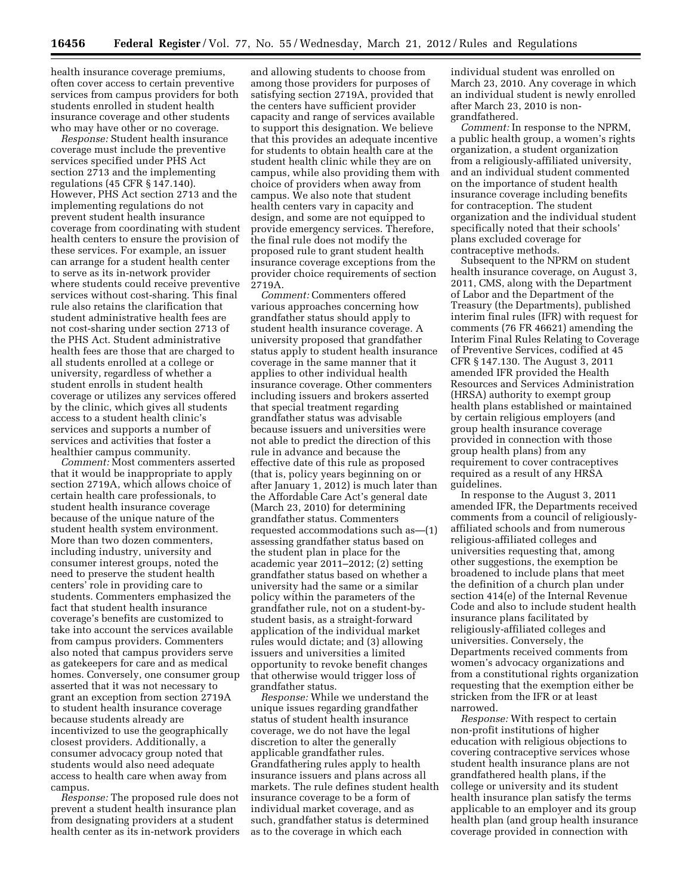health insurance coverage premiums, often cover access to certain preventive services from campus providers for both students enrolled in student health insurance coverage and other students who may have other or no coverage.

*Response:* Student health insurance coverage must include the preventive services specified under PHS Act section 2713 and the implementing regulations (45 CFR § 147.140). However, PHS Act section 2713 and the implementing regulations do not prevent student health insurance coverage from coordinating with student health centers to ensure the provision of these services. For example, an issuer can arrange for a student health center to serve as its in-network provider where students could receive preventive services without cost-sharing. This final rule also retains the clarification that student administrative health fees are not cost-sharing under section 2713 of the PHS Act. Student administrative health fees are those that are charged to all students enrolled at a college or university, regardless of whether a student enrolls in student health coverage or utilizes any services offered by the clinic, which gives all students access to a student health clinic's services and supports a number of services and activities that foster a healthier campus community.

*Comment:* Most commenters asserted that it would be inappropriate to apply section 2719A, which allows choice of certain health care professionals, to student health insurance coverage because of the unique nature of the student health system environment. More than two dozen commenters, including industry, university and consumer interest groups, noted the need to preserve the student health centers' role in providing care to students. Commenters emphasized the fact that student health insurance coverage's benefits are customized to take into account the services available from campus providers. Commenters also noted that campus providers serve as gatekeepers for care and as medical homes. Conversely, one consumer group asserted that it was not necessary to grant an exception from section 2719A to student health insurance coverage because students already are incentivized to use the geographically closest providers. Additionally, a consumer advocacy group noted that students would also need adequate access to health care when away from campus.

*Response:* The proposed rule does not prevent a student health insurance plan from designating providers at a student health center as its in-network providers and allowing students to choose from among those providers for purposes of satisfying section 2719A, provided that the centers have sufficient provider capacity and range of services available to support this designation. We believe that this provides an adequate incentive for students to obtain health care at the student health clinic while they are on campus, while also providing them with choice of providers when away from campus. We also note that student health centers vary in capacity and design, and some are not equipped to provide emergency services. Therefore, the final rule does not modify the proposed rule to grant student health insurance coverage exceptions from the provider choice requirements of section 2719A.

*Comment:* Commenters offered various approaches concerning how grandfather status should apply to student health insurance coverage. A university proposed that grandfather status apply to student health insurance coverage in the same manner that it applies to other individual health insurance coverage. Other commenters including issuers and brokers asserted that special treatment regarding grandfather status was advisable because issuers and universities were not able to predict the direction of this rule in advance and because the effective date of this rule as proposed (that is, policy years beginning on or after January 1, 2012) is much later than the Affordable Care Act's general date (March 23, 2010) for determining grandfather status. Commenters requested accommodations such as—(1) assessing grandfather status based on the student plan in place for the academic year 2011–2012; (2) setting grandfather status based on whether a university had the same or a similar policy within the parameters of the grandfather rule, not on a student-by-student basis, as a straight-forward application of the individual market rules would dictate; and (3) allowing issuers and universities a limited opportunity to revoke benefit changes that otherwise would trigger loss of grandfather status.

*Response:* While we understand the unique issues regarding grandfather status of student health insurance coverage, we do not have the legal discretion to alter the generally applicable grandfather rules. Grandfathering rules apply to health insurance issuers and plans across all markets. The rule defines student health insurance coverage to be a form of individual market coverage, and as such, grandfather status is determined as to the coverage in which each individual student was enrolled on March 23, 2010. Any coverage in which an individual student is newly enrolled after March 23, 2010 is non-grandfathered.

*Comment:* In response to the NPRM, a public health group, a women's rights organization, a student organization from a religiously-affiliated university, and an individual student commented on the importance of student health insurance coverage including benefits for contraception. The student organization and the individual student specifically noted that their schools' plans excluded coverage for contraceptive methods.

Subsequent to the NPRM on student health insurance coverage, on August 3, 2011, CMS, along with the Department of Labor and the Department of the Treasury (the Departments), published interim final rules (IFR) with request for comments (76 FR 46621) amending the Interim Final Rules Relating to Coverage of Preventive Services, codified at 45 CFR § 147.130. The August 3, 2011 amended IFR provided the Health Resources and Services Administration (HRSA) authority to exempt group health plans established or maintained by certain religious employers (and group health insurance coverage provided in connection with those group health plans) from any requirement to cover contraceptives required as a result of any HRSA guidelines.

In response to the August 3, 2011 amended IFR, the Departments received comments from a council of religiously-affiliated schools and from numerous religious-affiliated colleges and universities requesting that, among other suggestions, the exemption be broadened to include plans that meet the definition of a church plan under section 414(e) of the Internal Revenue Code and also to include student health insurance plans facilitated by religiously-affiliated colleges and universities. Conversely, the Departments received comments from women's advocacy organizations and from a constitutional rights organization requesting that the exemption either be stricken from the IFR or at least narrowed.

*Response:* With respect to certain non-profit institutions of higher education with religious objections to covering contraceptive services whose student health insurance plans are not grandfathered health plans, if the college or university and its student health insurance plan satisfy the terms applicable to an employer and its group health plan (and group health insurance coverage provided in connection with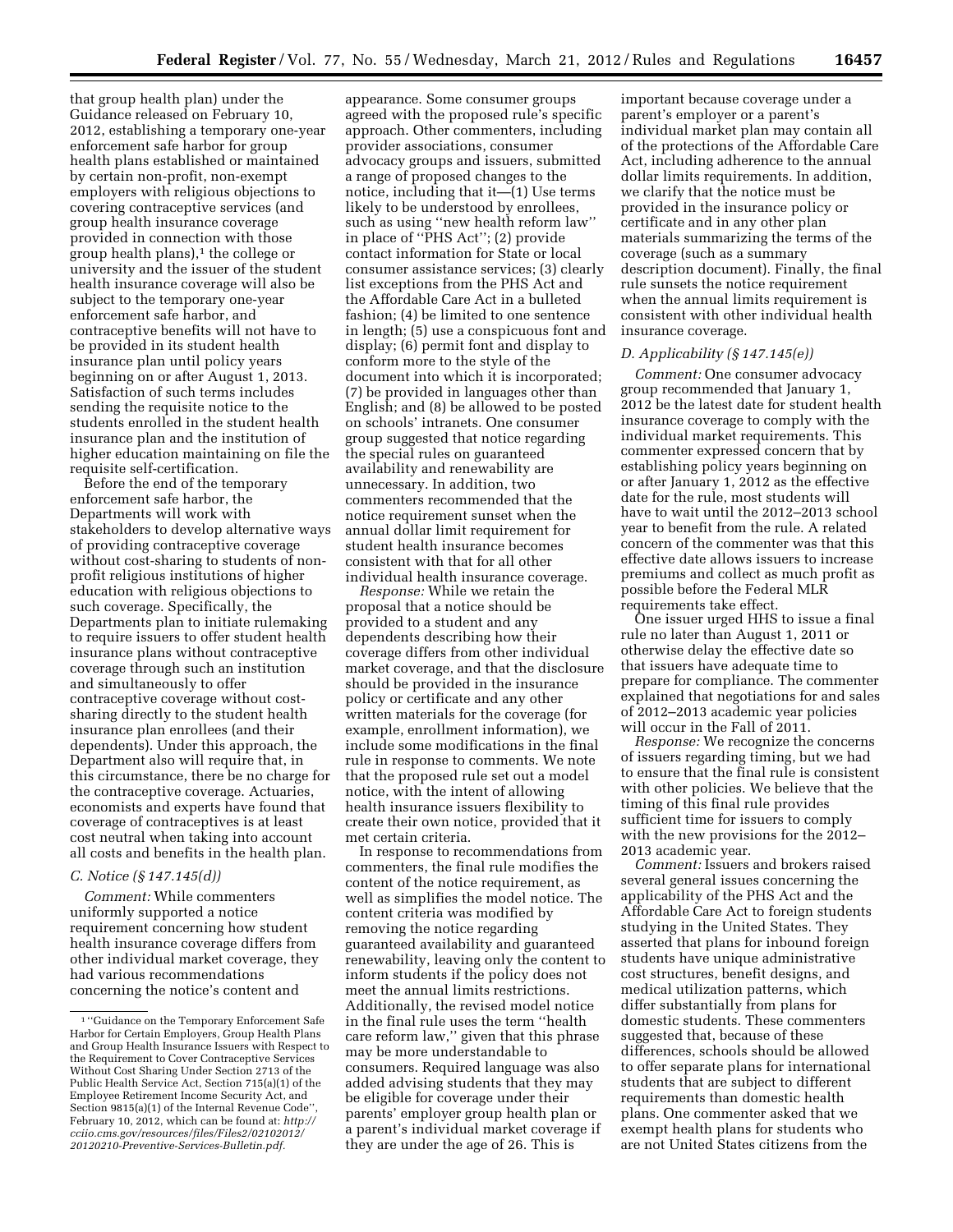that group health plan) under the Guidance released on February 10, 2012, establishing a temporary one-year enforcement safe harbor for group health plans established or maintained by certain non-profit, non-exempt employers with religious objections to covering contraceptive services (and group health insurance coverage provided in connection with those group health plans),[1] the college or university and the issuer of the student health insurance coverage will also be subject to the temporary one-year enforcement safe harbor, and contraceptive benefits will not have to be provided in its student health insurance plan until policy years beginning on or after August 1, 2013. Satisfaction of such terms includes sending the requisite notice to the students enrolled in the student health insurance plan and the institution of higher education maintaining on file the requisite self-certification.

Before the end of the temporary enforcement safe harbor, the Departments will work with stakeholders to develop alternative ways of providing contraceptive coverage without cost-sharing to students of non-profit religious institutions of higher education with religious objections to such coverage. Specifically, the Departments plan to initiate rulemaking to require issuers to offer student health insurance plans without contraceptive coverage through such an institution and simultaneously to offer contraceptive coverage without cost-sharing directly to the student health insurance plan enrollees (and their dependents). Under this approach, the Department also will require that, in this circumstance, there be no charge for the contraceptive coverage. Actuaries, economists and experts have found that coverage of contraceptives is at least cost neutral when taking into account all costs and benefits in the health plan.

### C. Notice (§ 147.145(d))

*Comment:* While commenters uniformly supported a notice requirement concerning how student health insurance coverage differs from other individual market coverage, they had various recommendations concerning the notice's content and appearance. Some consumer groups agreed with the proposed rule's specific approach. Other commenters, including provider associations, consumer advocacy groups and issuers, submitted a range of proposed changes to the notice, including that it—(1) Use terms likely to be understood by enrollees, such as using ''new health reform law'' in place of ''PHS Act''; (2) provide contact information for State or local consumer assistance services; (3) clearly list exceptions from the PHS Act and the Affordable Care Act in a bulleted fashion; (4) be limited to one sentence in length; (5) use a conspicuous font and display; (6) permit font and display to conform more to the style of the document into which it is incorporated; (7) be provided in languages other than English; and (8) be allowed to be posted on schools' intranets. One consumer group suggested that notice regarding the special rules on guaranteed availability and renewability are unnecessary. In addition, two commenters recommended that the notice requirement sunset when the annual dollar limit requirement for student health insurance becomes consistent with that for all other individual health insurance coverage.

*Response:* While we retain the proposal that a notice should be provided to a student and any dependents describing how their coverage differs from other individual market coverage, and that the disclosure should be provided in the insurance policy or certificate and any other written materials for the coverage (for example, enrollment information), we include some modifications in the final rule in response to comments. We note that the proposed rule set out a model notice, with the intent of allowing health insurance issuers flexibility to create their own notice, provided that it met certain criteria.

In response to recommendations from commenters, the final rule modifies the content of the notice requirement, as well as simplifies the model notice. The content criteria was modified by removing the notice regarding guaranteed availability and guaranteed renewability, leaving only the content to inform students if the policy does not meet the annual limits restrictions. Additionally, the revised model notice in the final rule uses the term ''health care reform law,'' given that this phrase may be more understandable to consumers. Required language was also added advising students that they may be eligible for coverage under their parents' employer group health plan or a parent's individual market coverage if they are under the age of 26. This is important because coverage under a parent's employer or a parent's individual market plan may contain all of the protections of the Affordable Care Act, including adherence to the annual dollar limits requirements. In addition, we clarify that the notice must be provided in the insurance policy or certificate and in any other plan materials summarizing the terms of the coverage (such as a summary description document). Finally, the final rule sunsets the notice requirement when the annual limits requirement is consistent with other individual health insurance coverage.

### D. Applicability (§ 147.145(e))

*Comment:* One consumer advocacy group recommended that January 1, 2012 be the latest date for student health insurance coverage to comply with the individual market requirements. This commenter expressed concern that by establishing policy years beginning on or after January 1, 2012 as the effective date for the rule, most students will have to wait until the 2012–2013 school year to benefit from the rule. A related concern of the commenter was that this effective date allows issuers to increase premiums and collect as much profit as possible before the Federal MLR requirements take effect.

One issuer urged HHS to issue a final rule no later than August 1, 2011 or otherwise delay the effective date so that issuers have adequate time to prepare for compliance. The commenter explained that negotiations for and sales of 2012–2013 academic year policies will occur in the Fall of 2011.

*Response:* We recognize the concerns of issuers regarding timing, but we had to ensure that the final rule is consistent with other policies. We believe that the timing of this final rule provides sufficient time for issuers to comply with the new provisions for the 2012–2013 academic year.

*Comment:* Issuers and brokers raised several general issues concerning the applicability of the PHS Act and the Affordable Care Act to foreign students studying in the United States. They asserted that plans for inbound foreign students have unique administrative cost structures, benefit designs, and medical utilization patterns, which differ substantially from plans for domestic students. These commenters suggested that, because of these differences, schools should be allowed to offer separate plans for international students that are subject to different requirements than domestic health plans. One commenter asked that we exempt health plans for students who are not United States citizens from the

---

[1] ''Guidance on the Temporary Enforcement Safe Harbor for Certain Employers, Group Health Plans and Group Health Insurance Issuers with Respect to the Requirement to Cover Contraceptive Services Without Cost Sharing Under Section 2713 of the Public Health Service Act, Section 715(a)(1) of the Employee Retirement Income Security Act, and Section 9815(a)(1) of the Internal Revenue Code'', February 10, 2012, which can be found at: *http://cciio.cms.gov/resources/files/Files2/02102012/20120210-Preventive-Services-Bulletin.pdf*.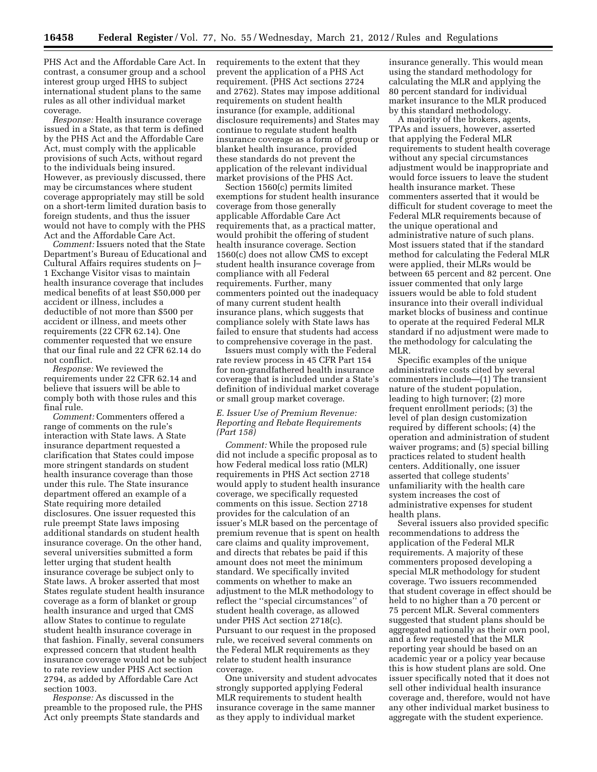PHS Act and the Affordable Care Act. In contrast, a consumer group and a school interest group urged HHS to subject international student plans to the same rules as all other individual market coverage.

*Response:* Health insurance coverage issued in a State, as that term is defined by the PHS Act and the Affordable Care Act, must comply with the applicable provisions of such Acts, without regard to the individuals being insured. However, as previously discussed, there may be circumstances where student coverage appropriately may still be sold on a short-term limited duration basis to foreign students, and thus the issuer would not have to comply with the PHS Act and the Affordable Care Act.

*Comment:* Issuers noted that the State Department's Bureau of Educational and Cultural Affairs requires students on J–1 Exchange Visitor visas to maintain health insurance coverage that includes medical benefits of at least $50,000 per accident or illness, includes a deductible of not more than $500 per accident or illness, and meets other requirements (22 CFR 62.14). One commenter requested that we ensure that our final rule and 22 CFR 62.14 do not conflict.

*Response:* We reviewed the requirements under 22 CFR 62.14 and believe that issuers will be able to comply both with those rules and this final rule.

*Comment:* Commenters offered a range of comments on the rule's interaction with State laws. A State insurance department requested a clarification that States could impose more stringent standards on student health insurance coverage than those under this rule. The State insurance department offered an example of a State requiring more detailed disclosures. One issuer requested this rule preempt State laws imposing additional standards on student health insurance coverage. On the other hand, several universities submitted a form letter urging that student health insurance coverage be subject only to State laws. A broker asserted that most States regulate student health insurance coverage as a form of blanket or group health insurance and urged that CMS allow States to continue to regulate student health insurance coverage in that fashion. Finally, several consumers expressed concern that student health insurance coverage would not be subject to rate review under PHS Act section 2794, as added by Affordable Care Act section 1003.

*Response:* As discussed in the preamble to the proposed rule, the PHS Act only preempts State standards and requirements to the extent that they prevent the application of a PHS Act requirement. (PHS Act sections 2724 and 2762). States may impose additional requirements on student health insurance (for example, additional disclosure requirements) and States may continue to regulate student health insurance coverage as a form of group or blanket health insurance, provided these standards do not prevent the application of the relevant individual market provisions of the PHS Act.

Section 1560(c) permits limited exemptions for student health insurance coverage from those generally applicable Affordable Care Act requirements that, as a practical matter, would prohibit the offering of student health insurance coverage. Section 1560(c) does not allow CMS to except student health insurance coverage from compliance with all Federal requirements. Further, many commenters pointed out the inadequacy of many current student health insurance plans, which suggests that compliance solely with State laws has failed to ensure that students had access to comprehensive coverage in the past.

Issuers must comply with the Federal rate review process in 45 CFR Part 154 for non-grandfathered health insurance coverage that is included under a State's definition of individual market coverage or small group market coverage.

### *E. Issuer Use of Premium Revenue: Reporting and Rebate Requirements (Part 158)*

*Comment:* While the proposed rule did not include a specific proposal as to how Federal medical loss ratio (MLR) requirements in PHS Act section 2718 would apply to student health insurance coverage, we specifically requested comments on this issue. Section 2718 provides for the calculation of an issuer's MLR based on the percentage of premium revenue that is spent on health care claims and quality improvement, and directs that rebates be paid if this amount does not meet the minimum standard. We specifically invited comments on whether to make an adjustment to the MLR methodology to reflect the ''special circumstances'' of student health coverage, as allowed under PHS Act section 2718(c). Pursuant to our request in the proposed rule, we received several comments on the Federal MLR requirements as they relate to student health insurance coverage.

One university and student advocates strongly supported applying Federal MLR requirements to student health insurance coverage in the same manner as they apply to individual market insurance generally. This would mean using the standard methodology for calculating the MLR and applying the 80 percent standard for individual market insurance to the MLR produced by this standard methodology.

A majority of the brokers, agents, TPAs and issuers, however, asserted that applying the Federal MLR requirements to student health coverage without any special circumstances adjustment would be inappropriate and would force issuers to leave the student health insurance market. These commenters asserted that it would be difficult for student coverage to meet the Federal MLR requirements because of the unique operational and administrative nature of such plans. Most issuers stated that if the standard method for calculating the Federal MLR were applied, their MLRs would be between 65 percent and 82 percent. One issuer commented that only large issuers would be able to fold student insurance into their overall individual market blocks of business and continue to operate at the required Federal MLR standard if no adjustment were made to the methodology for calculating the MLR.

Specific examples of the unique administrative costs cited by several commenters include—(1) The transient nature of the student population, leading to high turnover; (2) more frequent enrollment periods; (3) the level of plan design customization required by different schools; (4) the operation and administration of student waiver programs; and (5) special billing practices related to student health centers. Additionally, one issuer asserted that college students' unfamiliarity with the health care system increases the cost of administrative expenses for student health plans.

Several issuers also provided specific recommendations to address the application of the Federal MLR requirements. A majority of these commenters proposed developing a special MLR methodology for student coverage. Two issuers recommended that student coverage in effect should be held to no higher than a 70 percent or 75 percent MLR. Several commenters suggested that student plans should be aggregated nationally as their own pool, and a few requested that the MLR reporting year should be based on an academic year or a policy year because this is how student plans are sold. One issuer specifically noted that it does not sell other individual health insurance coverage and, therefore, would not have any other individual market business to aggregate with the student experience.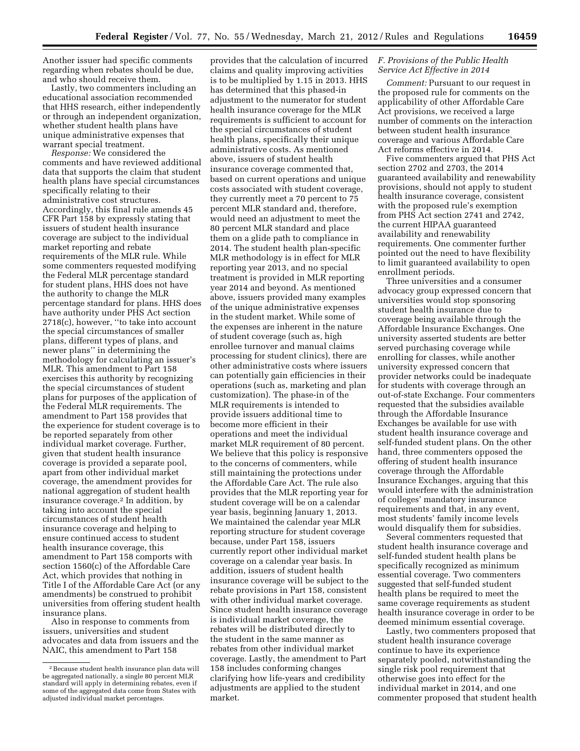Another issuer had specific comments regarding when rebates should be due, and who should receive them.

Lastly, two commenters including an educational association recommended that HHS research, either independently or through an independent organization, whether student health plans have unique administrative expenses that warrant special treatment.

*Response:* We considered the comments and have reviewed additional data that supports the claim that student health plans have special circumstances specifically relating to their administrative cost structures. Accordingly, this final rule amends 45 CFR Part 158 by expressly stating that issuers of student health insurance coverage are subject to the individual market reporting and rebate requirements of the MLR rule. While some commenters requested modifying the Federal MLR percentage standard for student plans, HHS does not have the authority to change the MLR percentage standard for plans. HHS does have authority under PHS Act section 2718(c), however, ''to take into account the special circumstances of smaller plans, different types of plans, and newer plans'' in determining the methodology for calculating an issuer's MLR. This amendment to Part 158 exercises this authority by recognizing the special circumstances of student plans for purposes of the application of the Federal MLR requirements. The amendment to Part 158 provides that the experience for student coverage is to be reported separately from other individual market coverage. Further, given that student health insurance coverage is provided a separate pool, apart from other individual market coverage, the amendment provides for national aggregation of student health insurance coverage.[2] In addition, by taking into account the special circumstances of student health insurance coverage and helping to ensure continued access to student health insurance coverage, this amendment to Part 158 comports with section 1560(c) of the Affordable Care Act, which provides that nothing in Title I of the Affordable Care Act (or any amendments) be construed to prohibit universities from offering student health insurance plans.

Also in response to comments from issuers, universities and student advocates and data from issuers and the NAIC, this amendment to Part 158 provides that the calculation of incurred claims and quality improving activities is to be multiplied by 1.15 in 2013. HHS has determined that this phased-in adjustment to the numerator for student health insurance coverage for the MLR requirements is sufficient to account for the special circumstances of student health plans, specifically their unique administrative costs. As mentioned above, issuers of student health insurance coverage commented that, based on current operations and unique costs associated with student coverage, they currently meet a 70 percent to 75 percent MLR standard and, therefore, would need an adjustment to meet the 80 percent MLR standard and place them on a glide path to compliance in 2014. The student health plan-specific MLR methodology is in effect for MLR reporting year 2013, and no special treatment is provided in MLR reporting year 2014 and beyond. As mentioned above, issuers provided many examples of the unique administrative expenses in the student market. While some of the expenses are inherent in the nature of student coverage (such as, high enrollee turnover and manual claims processing for student clinics), there are other administrative costs where issuers can potentially gain efficiencies in their operations (such as, marketing and plan customization). The phase-in of the MLR requirements is intended to provide issuers additional time to become more efficient in their operations and meet the individual market MLR requirement of 80 percent. We believe that this policy is responsive to the concerns of commenters, while still maintaining the protections under the Affordable Care Act. The rule also provides that the MLR reporting year for student coverage will be on a calendar year basis, beginning January 1, 2013. We maintained the calendar year MLR reporting structure for student coverage because, under Part 158, issuers currently report other individual market coverage on a calendar year basis. In addition, issuers of student health insurance coverage will be subject to the rebate provisions in Part 158, consistent with other individual market coverage. Since student health insurance coverage is individual market coverage, the rebates will be distributed directly to the student in the same manner as rebates from other individual market coverage. Lastly, the amendment to Part 158 includes conforming changes clarifying how life-years and credibility adjustments are applied to the student market.

### *F. Provisions of the Public Health Service Act Effective in 2014*

*Comment:* Pursuant to our request in the proposed rule for comments on the applicability of other Affordable Care Act provisions, we received a large number of comments on the interaction between student health insurance coverage and various Affordable Care Act reforms effective in 2014.

Five commenters argued that PHS Act section 2702 and 2703, the 2014 guaranteed availability and renewability provisions, should not apply to student health insurance coverage, consistent with the proposed rule's exemption from PHS Act section 2741 and 2742, the current HIPAA guaranteed availability and renewability requirements. One commenter further pointed out the need to have flexibility to limit guaranteed availability to open enrollment periods.

Three universities and a consumer advocacy group expressed concern that universities would stop sponsoring student health insurance due to coverage being available through the Affordable Insurance Exchanges. One university asserted students are better served purchasing coverage while enrolling for classes, while another university expressed concern that provider networks could be inadequate for students with coverage through an out-of-state Exchange. Four commenters requested that the subsidies available through the Affordable Insurance Exchanges be available for use with student health insurance coverage and self-funded student plans. On the other hand, three commenters opposed the offering of student health insurance coverage through the Affordable Insurance Exchanges, arguing that this would interfere with the administration of colleges' mandatory insurance requirements and that, in any event, most students' family income levels would disqualify them for subsidies.

Several commenters requested that student health insurance coverage and self-funded student health plans be specifically recognized as minimum essential coverage. Two commenters suggested that self-funded student health plans be required to meet the same coverage requirements as student health insurance coverage in order to be deemed minimum essential coverage.

Lastly, two commenters proposed that student health insurance coverage continue to have its experience separately pooled, notwithstanding the single risk pool requirement that otherwise goes into effect for the individual market in 2014, and one commenter proposed that student health

---

[2] Because student health insurance plan data will be aggregated nationally, a single 80 percent MLR standard will apply in determining rebates, even if some of the aggregated data come from States with adjusted individual market percentages.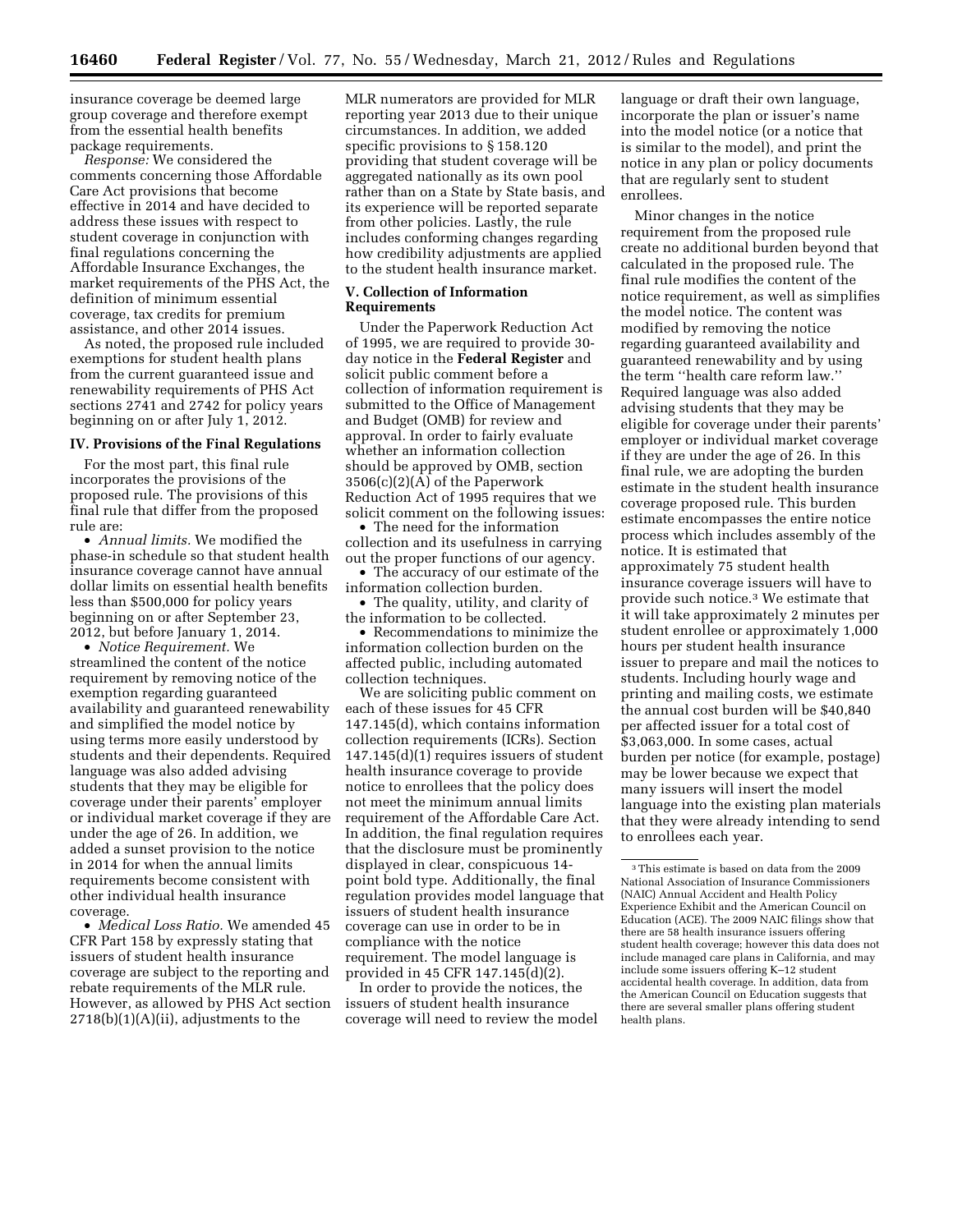insurance coverage be deemed large group coverage and therefore exempt from the essential health benefits package requirements.

*Response:* We considered the comments concerning those Affordable Care Act provisions that become effective in 2014 and have decided to address these issues with respect to student coverage in conjunction with final regulations concerning the Affordable Insurance Exchanges, the market requirements of the PHS Act, the definition of minimum essential coverage, tax credits for premium assistance, and other 2014 issues.

As noted, the proposed rule included exemptions for student health plans from the current guaranteed issue and renewability requirements of PHS Act sections 2741 and 2742 for policy years beginning on or after July 1, 2012.

## IV. Provisions of the Final Regulations

For the most part, this final rule incorporates the provisions of the proposed rule. The provisions of this final rule that differ from the proposed rule are:

- *Annual limits.* We modified the phase-in schedule so that student health insurance coverage cannot have annual dollar limits on essential health benefits less than $500,000 for policy years beginning on or after September 23, 2012, but before January 1, 2014.
- *Notice Requirement.* We streamlined the content of the notice requirement by removing notice of the exemption regarding guaranteed availability and guaranteed renewability and simplified the model notice by using terms more easily understood by students and their dependents. Required language was also added advising students that they may be eligible for coverage under their parents' employer or individual market coverage if they are under the age of 26. In addition, we added a sunset provision to the notice in 2014 for when the annual limits requirements become consistent with other individual health insurance coverage.
- *Medical Loss Ratio.* We amended 45 CFR Part 158 by expressly stating that issuers of student health insurance coverage are subject to the reporting and rebate requirements of the MLR rule. However, as allowed by PHS Act section 2718(b)(1)(A)(ii), adjustments to the MLR numerators are provided for MLR reporting year 2013 due to their unique circumstances. In addition, we added specific provisions to § 158.120 providing that student coverage will be aggregated nationally as its own pool rather than on a State by State basis, and its experience will be reported separate from other policies. Lastly, the rule includes conforming changes regarding how credibility adjustments are applied to the student health insurance market.

## V. Collection of Information Requirements

Under the Paperwork Reduction Act of 1995, we are required to provide 30-day notice in the **Federal Register** and solicit public comment before a collection of information requirement is submitted to the Office of Management and Budget (OMB) for review and approval. In order to fairly evaluate whether an information collection should be approved by OMB, section 3506(c)(2)(A) of the Paperwork Reduction Act of 1995 requires that we solicit comment on the following issues:

- The need for the information collection and its usefulness in carrying out the proper functions of our agency.
- The accuracy of our estimate of the information collection burden.
- The quality, utility, and clarity of the information to be collected.
- Recommendations to minimize the information collection burden on the affected public, including automated collection techniques.

We are soliciting public comment on each of these issues for 45 CFR 147.145(d), which contains information collection requirements (ICRs). Section 147.145(d)(1) requires issuers of student health insurance coverage to provide notice to enrollees that the policy does not meet the minimum annual limits requirement of the Affordable Care Act. In addition, the final regulation requires that the disclosure must be prominently displayed in clear, conspicuous 14-point bold type. Additionally, the final regulation provides model language that issuers of student health insurance coverage can use in order to be in compliance with the notice requirement. The model language is provided in 45 CFR 147.145(d)(2).

In order to provide the notices, the issuers of student health insurance coverage will need to review the model language or draft their own language, incorporate the plan or issuer's name into the model notice (or a notice that is similar to the model), and print the notice in any plan or policy documents that are regularly sent to student enrollees.

Minor changes in the notice requirement from the proposed rule create no additional burden beyond that calculated in the proposed rule. The final rule modifies the content of the notice requirement, as well as simplifies the model notice. The content was modified by removing the notice regarding guaranteed availability and guaranteed renewability and by using the term ''health care reform law.'' Required language was also added advising students that they may be eligible for coverage under their parents' employer or individual market coverage if they are under the age of 26. In this final rule, we are adopting the burden estimate in the student health insurance coverage proposed rule. This burden estimate encompasses the entire notice process which includes assembly of the notice. It is estimated that approximately 75 student health insurance coverage issuers will have to provide such notice.[3] We estimate that it will take approximately 2 minutes per student enrollee or approximately 1,000 hours per student health insurance issuer to prepare and mail the notices to students. Including hourly wage and printing and mailing costs, we estimate the annual cost burden will be $40,840 per affected issuer for a total cost of $3,063,000. In some cases, actual burden per notice (for example, postage) may be lower because we expect that many issuers will insert the model language into the existing plan materials that they were already intending to send to enrollees each year.

[3] This estimate is based on data from the 2009 National Association of Insurance Commissioners (NAIC) Annual Accident and Health Policy Experience Exhibit and the American Council on Education (ACE). The 2009 NAIC filings show that there are 58 health insurance issuers offering student health coverage; however this data does not include managed care plans in California, and may include some issuers offering K–12 student accidental health coverage. In addition, data from the American Council on Education suggests that there are several smaller plans offering student health plans.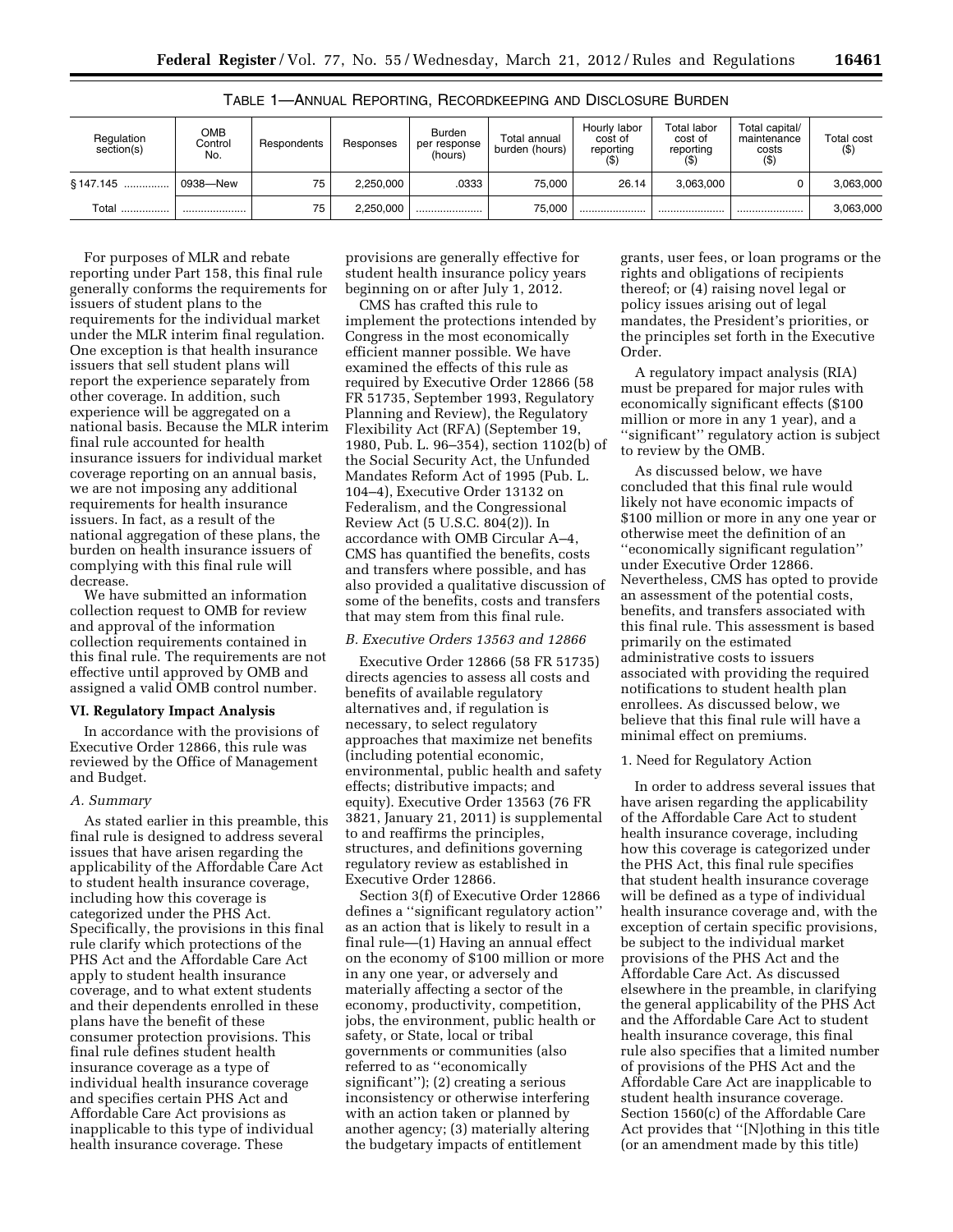TABLE 1—ANNUAL REPORTING, RECORDKEEPING AND DISCLOSURE BURDEN

| Regulation section(s) | OMB Control No. | Respondents | Responses | Burden per response (hours) | Total annual burden (hours) | Hourly labor cost of reporting ($) | Total labor cost of reporting ($) | Total capital/ maintenance costs ($) | Total cost ($) |
|---|---|---|---|---|---|---|---|---|---|
| § 147.145 .............. | 0938—New | 75 | 2,250,000 | .0333 | 75,000 | 26.14 | 3,063,000 | 0 | 3,063,000 |
| Total ............... | ..................... | 75 | 2,250,000 | ..................... | 75,000 | ..................... | ..................... | ..................... | 3,063,000 |

For purposes of MLR and rebate reporting under Part 158, this final rule generally conforms the requirements for issuers of student plans to the requirements for the individual market under the MLR interim final regulation. One exception is that health insurance issuers that sell student plans will report the experience separately from other coverage. In addition, such experience will be aggregated on a national basis. Because the MLR interim final rule accounted for health insurance issuers for individual market coverage reporting on an annual basis, we are not imposing any additional requirements for health insurance issuers. In fact, as a result of the national aggregation of these plans, the burden on health insurance issuers of complying with this final rule will decrease.

We have submitted an information collection request to OMB for review and approval of the information collection requirements contained in this final rule. The requirements are not effective until approved by OMB and assigned a valid OMB control number.

## VI. Regulatory Impact Analysis

In accordance with the provisions of Executive Order 12866, this rule was reviewed by the Office of Management and Budget.

### *A. Summary*

As stated earlier in this preamble, this final rule is designed to address several issues that have arisen regarding the applicability of the Affordable Care Act to student health insurance coverage, including how this coverage is categorized under the PHS Act. Specifically, the provisions in this final rule clarify which protections of the PHS Act and the Affordable Care Act apply to student health insurance coverage, and to what extent students and their dependents enrolled in these plans have the benefit of these consumer protection provisions. This final rule defines student health insurance coverage as a type of individual health insurance coverage and specifies certain PHS Act and Affordable Care Act provisions as inapplicable to this type of individual health insurance coverage. These provisions are generally effective for student health insurance policy years beginning on or after July 1, 2012.

CMS has crafted this rule to implement the protections intended by Congress in the most economically efficient manner possible. We have examined the effects of this rule as required by Executive Order 12866 (58 FR 51735, September 1993, Regulatory Planning and Review), the Regulatory Flexibility Act (RFA) (September 19, 1980, Pub. L. 96–354), section 1102(b) of the Social Security Act, the Unfunded Mandates Reform Act of 1995 (Pub. L. 104–4), Executive Order 13132 on Federalism, and the Congressional Review Act (5 U.S.C. 804(2)). In accordance with OMB Circular A–4, CMS has quantified the benefits, costs and transfers where possible, and has also provided a qualitative discussion of some of the benefits, costs and transfers that may stem from this final rule.

### *B. Executive Orders 13563 and 12866*

Executive Order 12866 (58 FR 51735) directs agencies to assess all costs and benefits of available regulatory alternatives and, if regulation is necessary, to select regulatory approaches that maximize net benefits (including potential economic, environmental, public health and safety effects; distributive impacts; and equity). Executive Order 13563 (76 FR 3821, January 21, 2011) is supplemental to and reaffirms the principles, structures, and definitions governing regulatory review as established in Executive Order 12866.

Section 3(f) of Executive Order 12866 defines a ''significant regulatory action'' as an action that is likely to result in a final rule—(1) Having an annual effect on the economy of $100 million or more in any one year, or adversely and materially affecting a sector of the economy, productivity, competition, jobs, the environment, public health or safety, or State, local or tribal governments or communities (also referred to as ''economically significant''); (2) creating a serious inconsistency or otherwise interfering with an action taken or planned by another agency; (3) materially altering the budgetary impacts of entitlement grants, user fees, or loan programs or the rights and obligations of recipients thereof; or (4) raising novel legal or policy issues arising out of legal mandates, the President's priorities, or the principles set forth in the Executive Order.

A regulatory impact analysis (RIA) must be prepared for major rules with economically significant effects ($100 million or more in any 1 year), and a ''significant'' regulatory action is subject to review by the OMB.

As discussed below, we have concluded that this final rule would likely not have economic impacts of $100 million or more in any one year or otherwise meet the definition of an ''economically significant regulation'' under Executive Order 12866. Nevertheless, CMS has opted to provide an assessment of the potential costs, benefits, and transfers associated with this final rule. This assessment is based primarily on the estimated administrative costs to issuers associated with providing the required notifications to student health plan enrollees. As discussed below, we believe that this final rule will have a minimal effect on premiums.

#### 1. Need for Regulatory Action

In order to address several issues that have arisen regarding the applicability of the Affordable Care Act to student health insurance coverage, including how this coverage is categorized under the PHS Act, this final rule specifies that student health insurance coverage will be defined as a type of individual health insurance coverage and, with the exception of certain specific provisions, be subject to the individual market provisions of the PHS Act and the Affordable Care Act. As discussed elsewhere in the preamble, in clarifying the general applicability of the PHS Act and the Affordable Care Act to student health insurance coverage, this final rule also specifies that a limited number of provisions of the PHS Act and the Affordable Care Act are inapplicable to student health insurance coverage. Section 1560(c) of the Affordable Care Act provides that ''[N]othing in this title (or an amendment made by this title)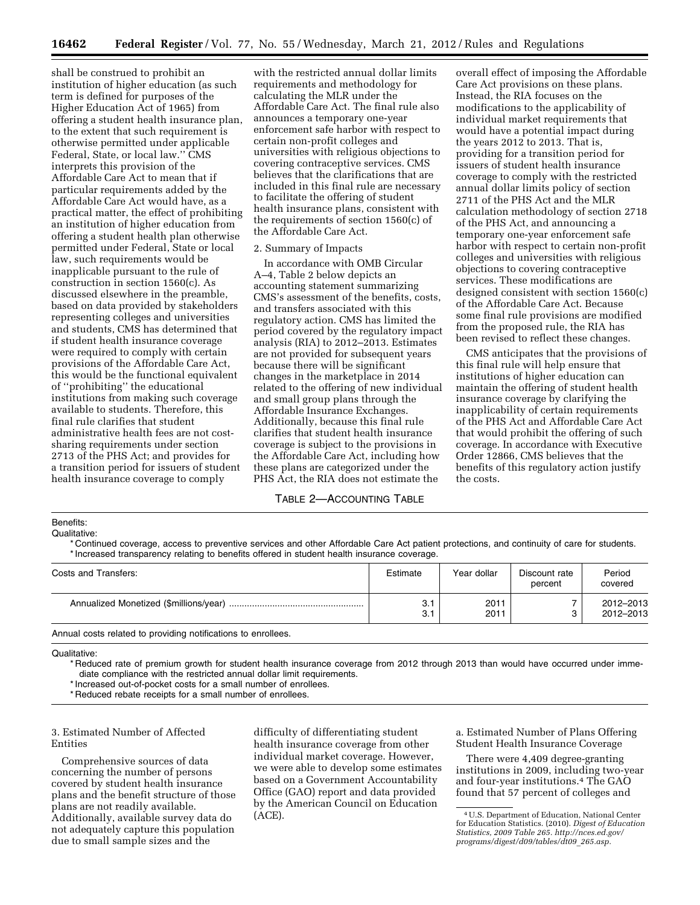shall be construed to prohibit an institution of higher education (as such term is defined for purposes of the Higher Education Act of 1965) from offering a student health insurance plan, to the extent that such requirement is otherwise permitted under applicable Federal, State, or local law.'' CMS interprets this provision of the Affordable Care Act to mean that if particular requirements added by the Affordable Care Act would have, as a practical matter, the effect of prohibiting an institution of higher education from offering a student health plan otherwise permitted under Federal, State or local law, such requirements would be inapplicable pursuant to the rule of construction in section 1560(c). As discussed elsewhere in the preamble, based on data provided by stakeholders representing colleges and universities and students, CMS has determined that if student health insurance coverage were required to comply with certain provisions of the Affordable Care Act, this would be the functional equivalent of ''prohibiting'' the educational institutions from making such coverage available to students. Therefore, this final rule clarifies that student administrative health fees are not cost-sharing requirements under section 2713 of the PHS Act; and provides for a transition period for issuers of student health insurance coverage to comply with the restricted annual dollar limits requirements and methodology for calculating the MLR under the Affordable Care Act. The final rule also announces a temporary one-year enforcement safe harbor with respect to certain non-profit colleges and universities with religious objections to covering contraceptive services. CMS believes that the clarifications that are included in this final rule are necessary to facilitate the offering of student health insurance plans, consistent with the requirements of section 1560(c) of the Affordable Care Act.

2. Summary of Impacts

In accordance with OMB Circular A–4, Table 2 below depicts an accounting statement summarizing CMS's assessment of the benefits, costs, and transfers associated with this regulatory action. CMS has limited the period covered by the regulatory impact analysis (RIA) to 2012–2013. Estimates are not provided for subsequent years because there will be significant changes in the marketplace in 2014 related to the offering of new individual and small group plans through the Affordable Insurance Exchanges. Additionally, because this final rule clarifies that student health insurance coverage is subject to the provisions in the Affordable Care Act, including how these plans are categorized under the PHS Act, the RIA does not estimate the overall effect of imposing the Affordable Care Act provisions on these plans. Instead, the RIA focuses on the modifications to the applicability of individual market requirements that would have a potential impact during the years 2012 to 2013. That is, providing for a transition period for issuers of student health insurance coverage to comply with the restricted annual dollar limits policy of section 2711 of the PHS Act and the MLR calculation methodology of section 2718 of the PHS Act, and announcing a temporary one-year enforcement safe harbor with respect to certain non-profit colleges and universities with religious objections to covering contraceptive services. These modifications are designed consistent with section 1560(c) of the Affordable Care Act. Because some final rule provisions are modified from the proposed rule, the RIA has been revised to reflect these changes.

CMS anticipates that the provisions of this final rule will help ensure that institutions of higher education can maintain the offering of student health insurance coverage by clarifying the inapplicability of certain requirements of the PHS Act and Affordable Care Act that would prohibit the offering of such coverage. In accordance with Executive Order 12866, CMS believes that the benefits of this regulatory action justify the costs.

TABLE 2—ACCOUNTING TABLE

Benefits:

Qualitative:

* Continued coverage, access to preventive services and other Affordable Care Act patient protections, and continuity of care for students.
* Increased transparency relating to benefits offered in student health insurance coverage.

| Costs and Transfers: | Estimate | Year dollar | Discount rate percent | Period covered |
|---|---|---|---|---|
| Annualized Monetized ($millions/year) | 3.1 | 2011 | 7 | 2012–2013 |
| | 3.1 | 2011 | 3 | 2012–2013 |

Annual costs related to providing notifications to enrollees.

Qualitative:

* Reduced rate of premium growth for student health insurance coverage from 2012 through 2013 than would have occurred under immediate compliance with the restricted annual dollar limit requirements.
* Increased out-of-pocket costs for a small number of enrollees.
* Reduced rebate receipts for a small number of enrollees.

3. Estimated Number of Affected Entities

Comprehensive sources of data concerning the number of persons covered by student health insurance plans and the benefit structure of those plans are not readily available. Additionally, available survey data do not adequately capture this population due to small sample sizes and the difficulty of differentiating student health insurance coverage from other individual market coverage. However, we were able to develop some estimates based on a Government Accountability Office (GAO) report and data provided by the American Council on Education (ACE).

a. Estimated Number of Plans Offering Student Health Insurance Coverage

There were 4,409 degree-granting institutions in 2009, including two-year and four-year institutions.[4] The GAO found that 57 percent of colleges and

[4] U.S. Department of Education, National Center for Education Statistics. (2010). *Digest of Education Statistics, 2009 Table 265. http://nces.ed.gov/programs/digest/d09/tables/dt09_265.asp.*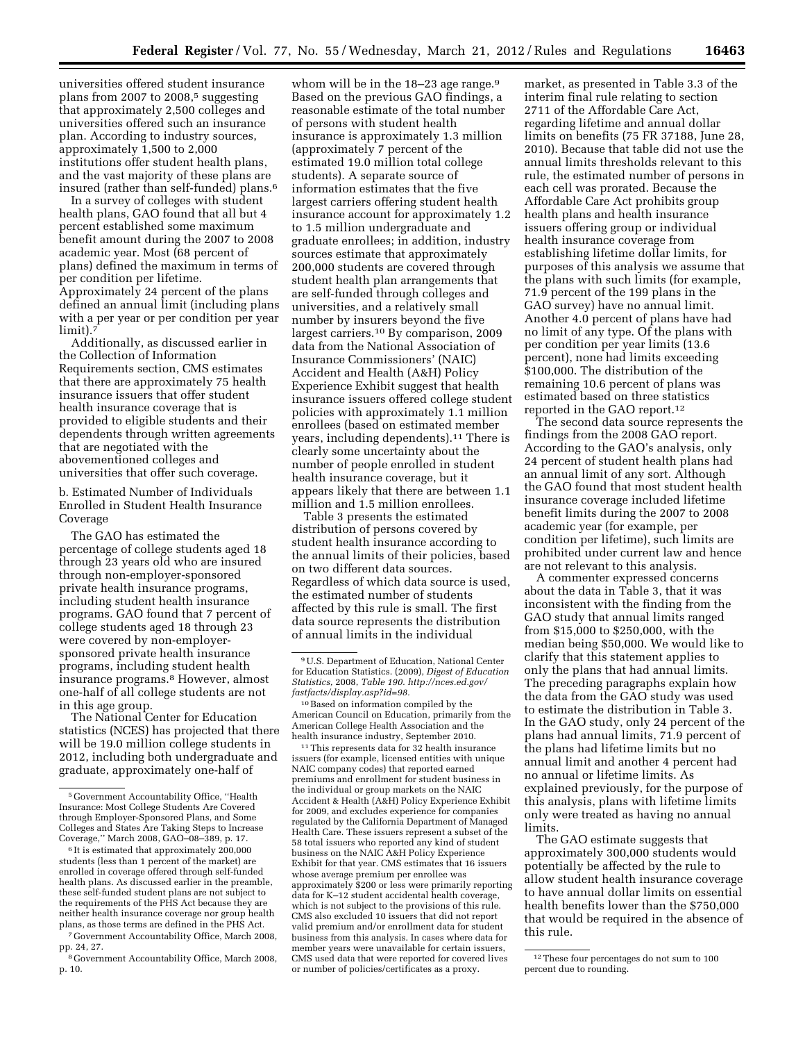universities offered student insurance plans from 2007 to 2008,[5] suggesting that approximately 2,500 colleges and universities offered such an insurance plan. According to industry sources, approximately 1,500 to 2,000 institutions offer student health plans, and the vast majority of these plans are insured (rather than self-funded) plans.[6]

In a survey of colleges with student health plans, GAO found that all but 4 percent established some maximum benefit amount during the 2007 to 2008 academic year. Most (68 percent of plans) defined the maximum in terms of per condition per lifetime. Approximately 24 percent of the plans defined an annual limit (including plans with a per year or per condition per year limit).[7]

Additionally, as discussed earlier in the Collection of Information Requirements section, CMS estimates that there are approximately 75 health insurance issuers that offer student health insurance coverage that is provided to eligible students and their dependents through written agreements that are negotiated with the abovementioned colleges and universities that offer such coverage.

b. Estimated Number of Individuals Enrolled in Student Health Insurance Coverage

The GAO has estimated the percentage of college students aged 18 through 23 years old who are insured through non-employer-sponsored private health insurance programs, including student health insurance programs. GAO found that 7 percent of college students aged 18 through 23 were covered by non-employer-sponsored private health insurance programs, including student health insurance programs.[8] However, almost one-half of all college students are not in this age group.

The National Center for Education statistics (NCES) has projected that there will be 19.0 million college students in 2012, including both undergraduate and graduate, approximately one-half of whom will be in the 18–23 age range.[9] Based on the previous GAO findings, a reasonable estimate of the total number of persons with student health insurance is approximately 1.3 million (approximately 7 percent of the estimated 19.0 million total college students). A separate source of information estimates that the five largest carriers offering student health insurance account for approximately 1.2 to 1.5 million undergraduate and graduate enrollees; in addition, industry sources estimate that approximately 200,000 students are covered through student health plan arrangements that are self-funded through colleges and universities, and a relatively small number by insurers beyond the five largest carriers.[10] By comparison, 2009 data from the National Association of Insurance Commissioners' (NAIC) Accident and Health (A&H) Policy Experience Exhibit suggest that health insurance issuers offered college student policies with approximately 1.1 million enrollees (based on estimated member years, including dependents).[11] There is clearly some uncertainty about the number of people enrolled in student health insurance coverage, but it appears likely that there are between 1.1 million and 1.5 million enrollees.

Table 3 presents the estimated distribution of persons covered by student health insurance according to the annual limits of their policies, based on two different data sources. Regardless of which data source is used, the estimated number of students affected by this rule is small. The first data source represents the distribution of annual limits in the individual market, as presented in Table 3.3 of the interim final rule relating to section 2711 of the Affordable Care Act, regarding lifetime and annual dollar limits on benefits (75 FR 37188, June 28, 2010). Because that table did not use the annual limits thresholds relevant to this rule, the estimated number of persons in each cell was prorated. Because the Affordable Care Act prohibits group health plans and health insurance issuers offering group or individual health insurance coverage from establishing lifetime dollar limits, for purposes of this analysis we assume that the plans with such limits (for example, 71.9 percent of the 199 plans in the GAO survey) have no annual limit. Another 4.0 percent of plans have had no limit of any type. Of the plans with per condition per year limits (13.6 percent), none had limits exceeding $100,000. The distribution of the remaining 10.6 percent of plans was estimated based on three statistics reported in the GAO report.[12]

The second data source represents the findings from the 2008 GAO report. According to the GAO's analysis, only 24 percent of student health plans had an annual limit of any sort. Although the GAO found that most student health insurance coverage included lifetime benefit limits during the 2007 to 2008 academic year (for example, per condition per lifetime), such limits are prohibited under current law and hence are not relevant to this analysis.

A commenter expressed concerns about the data in Table 3, that it was inconsistent with the finding from the GAO study that annual limits ranged from $15,000 to $250,000, with the median being $50,000. We would like to clarify that this statement applies to only the plans that had annual limits. The preceding paragraphs explain how the data from the GAO study was used to estimate the distribution in Table 3. In the GAO study, only 24 percent of the plans had annual limits, 71.9 percent of the plans had lifetime limits but no annual limit and another 4 percent had no annual or lifetime limits. As explained previously, for the purpose of this analysis, plans with lifetime limits only were treated as having no annual limits.

The GAO estimate suggests that approximately 300,000 students would potentially be affected by the rule to allow student health insurance coverage to have annual dollar limits on essential health benefits lower than the $750,000 that would be required in the absence of this rule.

---

[5] Government Accountability Office, "Health Insurance: Most College Students Are Covered through Employer-Sponsored Plans, and Some Colleges and States Are Taking Steps to Increase Coverage," March 2008, GAO–08–389, p. 17.

[6] It is estimated that approximately 200,000 students (less than 1 percent of the market) are enrolled in coverage offered through self-funded health plans. As discussed earlier in the preamble, these self-funded student plans are not subject to the requirements of the PHS Act because they are neither health insurance coverage nor group health plans, as those terms are defined in the PHS Act.

[7] Government Accountability Office, March 2008, pp. 24, 27.

[8] Government Accountability Office, March 2008, p. 10.

[9] U.S. Department of Education, National Center for Education Statistics. (2009), *Digest of Education Statistics,* 2008, *Table 190. http://nces.ed.gov/fastfacts/display.asp?id=98.*

[10] Based on information compiled by the American Council on Education, primarily from the American College Health Association and the health insurance industry, September 2010.

[11] This represents data for 32 health insurance issuers (for example, licensed entities with unique NAIC company codes) that reported earned premiums and enrollment for student business in the individual or group markets on the NAIC Accident & Health (A&H) Policy Experience Exhibit for 2009, and excludes experience for companies regulated by the California Department of Managed Health Care. These issuers represent a subset of the 58 total issuers who reported any kind of student business on the NAIC A&H Policy Experience Exhibit for that year. CMS estimates that 16 issuers whose average premium per enrollee was approximately $200 or less were primarily reporting data for K–12 student accidental health coverage, which is not subject to the provisions of this rule. CMS also excluded 10 issuers that did not report valid premium and/or enrollment data for student business from this analysis. In cases where data for member years were unavailable for certain issuers, CMS used data that were reported for covered lives or number of policies/certificates as a proxy.

[12] These four percentages do not sum to 100 percent due to rounding.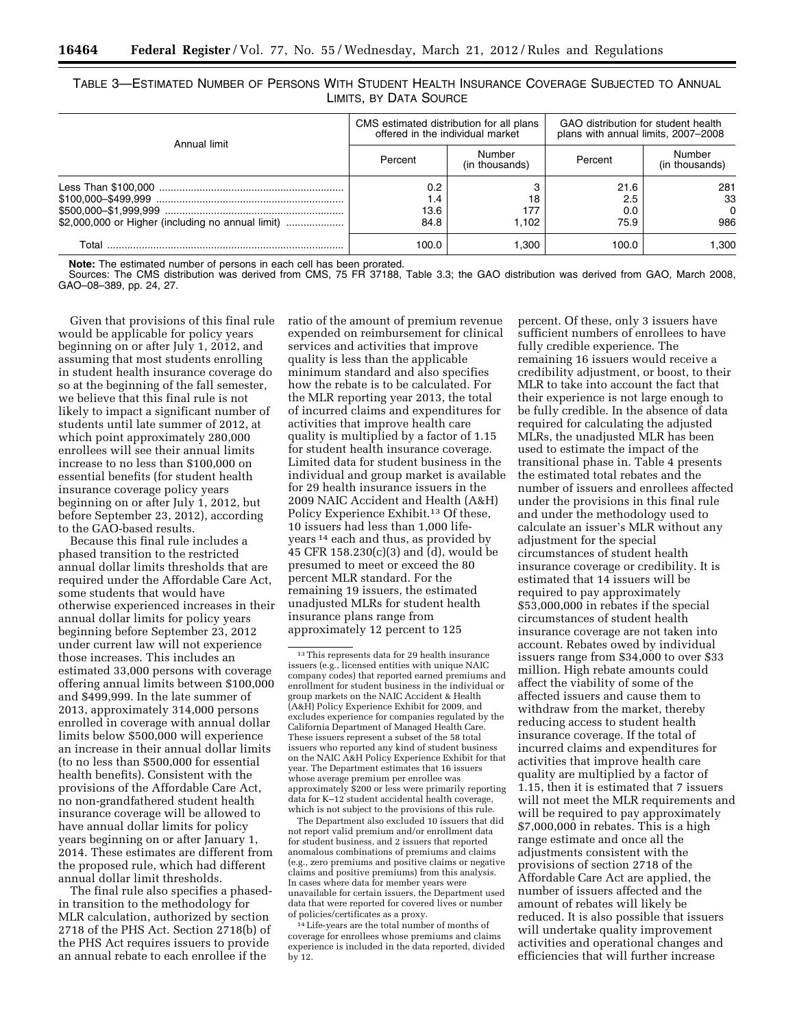TABLE 3—ESTIMATED NUMBER OF PERSONS WITH STUDENT HEALTH INSURANCE COVERAGE SUBJECTED TO ANNUAL LIMITS, BY DATA SOURCE

| Annual limit | CMS estimated distribution for all plans offered in the individual market | | GAO distribution for student health plans with annual limits, 2007–2008 | |
|---|---|---|---|---|
| | Percent | Number (in thousands) | Percent | Number (in thousands) |
| Less Than $100,000 | 0.2 | 3 | 21.6 | 281 |
| $100,000–$499,999 | 1.4 | 18 | 2.5 | 33 |
| $500,000–$1,999,999 | 13.6 | 177 | 0.0 | 0 |
| $2,000,000 or Higher (including no annual limit) | 84.8 | 1,102 | 75.9 | 986 |
| Total | 100.0 | 1,300 | 100.0 | 1,300 |

**Note:** The estimated number of persons in each cell has been prorated.
Sources: The CMS distribution was derived from CMS, 75 FR 37188, Table 3.3; the GAO distribution was derived from GAO, March 2008, GAO–08–389, pp. 24, 27.

Given that provisions of this final rule would be applicable for policy years beginning on or after July 1, 2012, and assuming that most students enrolling in student health insurance coverage do so at the beginning of the fall semester, we believe that this final rule is not likely to impact a significant number of students until late summer of 2012, at which point approximately 280,000 enrollees will see their annual limits increase to no less than $100,000 on essential benefits (for student health insurance coverage policy years beginning on or after July 1, 2012, but before September 23, 2012), according to the GAO-based results.

Because this final rule includes a phased transition to the restricted annual dollar limits thresholds that are required under the Affordable Care Act, some students that would have otherwise experienced increases in their annual dollar limits for policy years beginning before September 23, 2012 under current law will not experience those increases. This includes an estimated 33,000 persons with coverage offering annual limits between $100,000 and $499,999. In the late summer of 2013, approximately 314,000 persons enrolled in coverage with annual dollar limits below $500,000 will experience an increase in their annual dollar limits (to no less than $500,000 for essential health benefits). Consistent with the provisions of the Affordable Care Act, no non-grandfathered student health insurance coverage will be allowed to have annual dollar limits for policy years beginning on or after January 1, 2014. These estimates are different from the proposed rule, which had different annual dollar limit thresholds.

The final rule also specifies a phased-in transition to the methodology for MLR calculation, authorized by section 2718 of the PHS Act. Section 2718(b) of the PHS Act requires issuers to provide an annual rebate to each enrollee if the ratio of the amount of premium revenue expended on reimbursement for clinical services and activities that improve quality is less than the applicable minimum standard and also specifies how the rebate is to be calculated. For the MLR reporting year 2013, the total of incurred claims and expenditures for activities that improve health care quality is multiplied by a factor of 1.15 for student health insurance coverage. Limited data for student business in the individual and group market is available for 29 health insurance issuers in the 2009 NAIC Accident and Health (A&H) Policy Experience Exhibit.[13] Of these, 10 issuers had less than 1,000 life-years [14] each and thus, as provided by 45 CFR 158.230(c)(3) and (d), would be presumed to meet or exceed the 80 percent MLR standard. For the remaining 19 issuers, the estimated unadjusted MLRs for student health insurance plans range from approximately 12 percent to 125 percent. Of these, only 3 issuers have sufficient numbers of enrollees to have fully credible experience. The remaining 16 issuers would receive a credibility adjustment, or boost, to their MLR to take into account the fact that their experience is not large enough to be fully credible. In the absence of data required for calculating the adjusted MLRs, the unadjusted MLR has been used to estimate the impact of the transitional phase in. Table 4 presents the estimated total rebates and the number of issuers and enrollees affected under the provisions in this final rule and under the methodology used to calculate an issuer's MLR without any adjustment for the special circumstances of student health insurance coverage or credibility. It is estimated that 14 issuers will be required to pay approximately $53,000,000 in rebates if the special circumstances of student health insurance coverage are not taken into account. Rebates owed by individual issuers range from $34,000 to over $33 million. High rebate amounts could affect the viability of some of the affected issuers and cause them to withdraw from the market, thereby reducing access to student health insurance coverage. If the total of incurred claims and expenditures for activities that improve health care quality are multiplied by a factor of 1.15, then it is estimated that 7 issuers will not meet the MLR requirements and will be required to pay approximately $7,000,000 in rebates. This is a high range estimate and once all the adjustments consistent with the provisions of section 2718 of the Affordable Care Act are applied, the number of issuers affected and the amount of rebates will likely be reduced. It is also possible that issuers will undertake quality improvement activities and operational changes and efficiencies that will further increase

[13] This represents data for 29 health insurance issuers (e.g., licensed entities with unique NAIC company codes) that reported earned premiums and enrollment for student business in the individual or group markets on the NAIC Accident & Health (A&H) Policy Experience Exhibit for 2009, and excludes experience for companies regulated by the California Department of Managed Health Care. These issuers represent a subset of the 58 total issuers who reported any kind of student business on the NAIC A&H Policy Experience Exhibit for that year. The Department estimates that 16 issuers whose average premium per enrollee was approximately $200 or less were primarily reporting data for K–12 student accidental health coverage, which is not subject to the provisions of this rule.

The Department also excluded 10 issuers that did not report valid premium and/or enrollment data for student business, and 2 issuers that reported anomalous combinations of premiums and claims (e.g., zero premiums and positive claims or negative claims and positive premiums) from this analysis. In cases where data for member years were unavailable for certain issuers, the Department used data that were reported for covered lives or number of policies/certificates as a proxy.

[14] Life-years are the total number of months of coverage for enrollees whose premiums and claims experience is included in the data reported, divided by 12.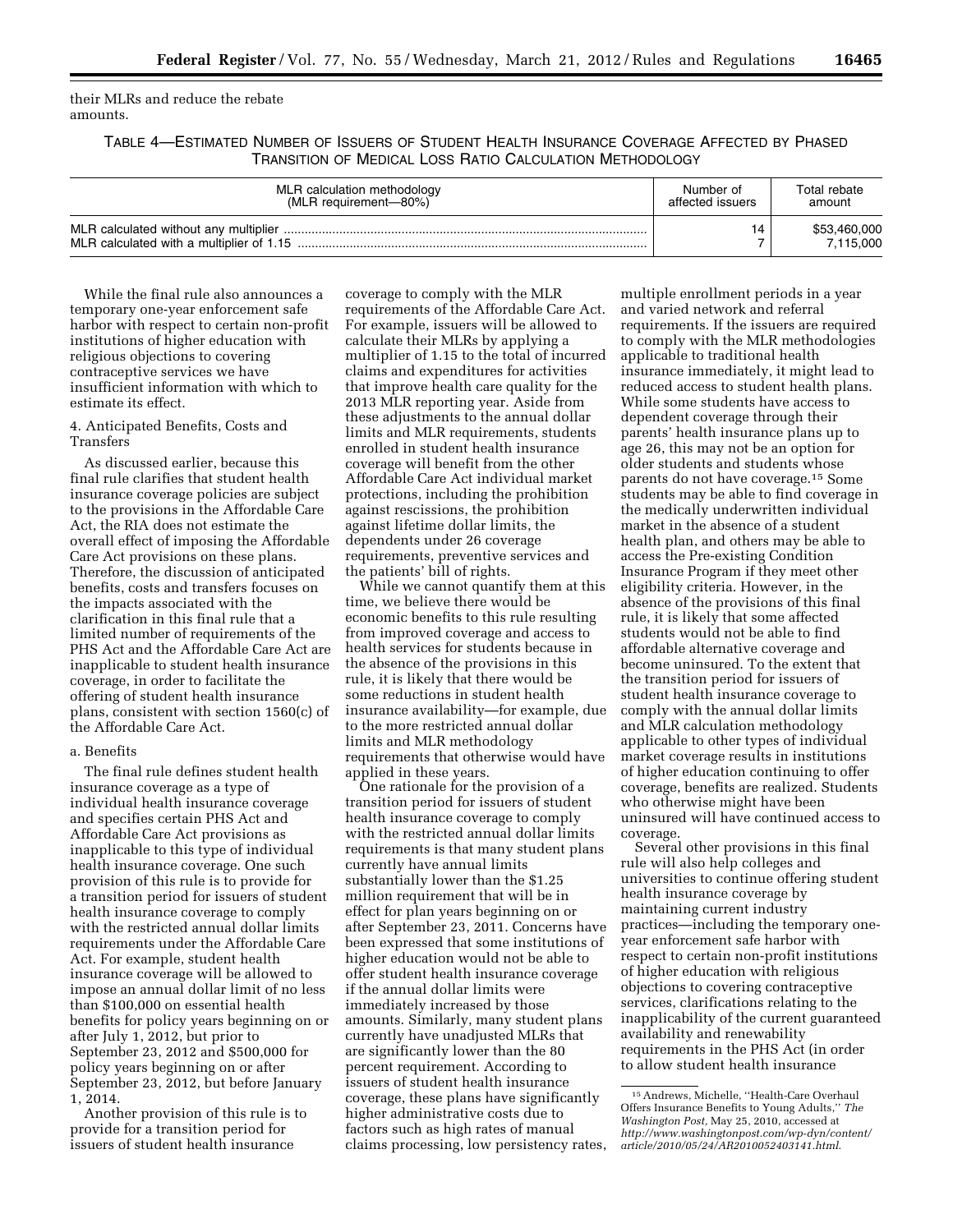their MLRs and reduce the rebate amounts.

TABLE 4—ESTIMATED NUMBER OF ISSUERS OF STUDENT HEALTH INSURANCE COVERAGE AFFECTED BY PHASED TRANSITION OF MEDICAL LOSS RATIO CALCULATION METHODOLOGY

| MLR calculation methodology (MLR requirement—80%) | Number of affected issuers | Total rebate amount |
|---|---|---|
| MLR calculated without any multiplier | 14 | $53,460,000 |
| MLR calculated with a multiplier of 1.15 | 7 | 7,115,000 |

While the final rule also announces a temporary one-year enforcement safe harbor with respect to certain non-profit institutions of higher education with religious objections to covering contraceptive services we have insufficient information with which to estimate its effect.

4. Anticipated Benefits, Costs and Transfers

As discussed earlier, because this final rule clarifies that student health insurance coverage policies are subject to the provisions in the Affordable Care Act, the RIA does not estimate the overall effect of imposing the Affordable Care Act provisions on these plans. Therefore, the discussion of anticipated benefits, costs and transfers focuses on the impacts associated with the clarification in this final rule that a limited number of requirements of the PHS Act and the Affordable Care Act are inapplicable to student health insurance coverage, in order to facilitate the offering of student health insurance plans, consistent with section 1560(c) of the Affordable Care Act.

a. Benefits

The final rule defines student health insurance coverage as a type of individual health insurance coverage and specifies certain PHS Act and Affordable Care Act provisions as inapplicable to this type of individual health insurance coverage. One such provision of this rule is to provide for a transition period for issuers of student health insurance coverage to comply with the restricted annual dollar limits requirements under the Affordable Care Act. For example, student health insurance coverage will be allowed to impose an annual dollar limit of no less than $100,000 on essential health benefits for policy years beginning on or after July 1, 2012, but prior to September 23, 2012 and $500,000 for policy years beginning on or after September 23, 2012, but before January 1, 2014.

Another provision of this rule is to provide for a transition period for issuers of student health insurance coverage to comply with the MLR requirements of the Affordable Care Act. For example, issuers will be allowed to calculate their MLRs by applying a multiplier of 1.15 to the total of incurred claims and expenditures for activities that improve health care quality for the 2013 MLR reporting year. Aside from these adjustments to the annual dollar limits and MLR requirements, students enrolled in student health insurance coverage will benefit from the other Affordable Care Act individual market protections, including the prohibition against rescissions, the prohibition against lifetime dollar limits, the dependents under 26 coverage requirements, preventive services and the patients' bill of rights.

While we cannot quantify them at this time, we believe there would be economic benefits to this rule resulting from improved coverage and access to health services for students because in the absence of the provisions in this rule, it is likely that there would be some reductions in student health insurance availability—for example, due to the more restricted annual dollar limits and MLR methodology requirements that otherwise would have applied in these years.

One rationale for the provision of a transition period for issuers of student health insurance coverage to comply with the restricted annual dollar limits requirements is that many student plans currently have annual limits substantially lower than the $1.25 million requirement that will be in effect for plan years beginning on or after September 23, 2011. Concerns have been expressed that some institutions of higher education would not be able to offer student health insurance coverage if the annual dollar limits were immediately increased by those amounts. Similarly, many student plans currently have unadjusted MLRs that are significantly lower than the 80 percent requirement. According to issuers of student health insurance coverage, these plans have significantly higher administrative costs due to factors such as high rates of manual claims processing, low persistency rates, multiple enrollment periods in a year and varied network and referral requirements. If the issuers are required to comply with the MLR methodologies applicable to traditional health insurance immediately, it might lead to reduced access to student health plans. While some students have access to dependent coverage through their parents' health insurance plans up to age 26, this may not be an option for older students and students whose parents do not have coverage.[15] Some students may be able to find coverage in the medically underwritten individual market in the absence of a student health plan, and others may be able to access the Pre-existing Condition Insurance Program if they meet other eligibility criteria. However, in the absence of the provisions of this final rule, it is likely that some affected students would not be able to find affordable alternative coverage and become uninsured. To the extent that the transition period for issuers of student health insurance coverage to comply with the annual dollar limits and MLR calculation methodology applicable to other types of individual market coverage results in institutions of higher education continuing to offer coverage, benefits are realized. Students who otherwise might have been uninsured will have continued access to coverage.

Several other provisions in this final rule will also help colleges and universities to continue offering student health insurance coverage by maintaining current industry practices—including the temporary one-year enforcement safe harbor with respect to certain non-profit institutions of higher education with religious objections to covering contraceptive services, clarifications relating to the inapplicability of the current guaranteed availability and renewability requirements in the PHS Act (in order to allow student health insurance

[15] Andrews, Michelle, "Health-Care Overhaul Offers Insurance Benefits to Young Adults," *The Washington Post*, May 25, 2010, accessed at *http://www.washingtonpost.com/wp-dyn/content/article/2010/05/24/AR2010052403141.html*.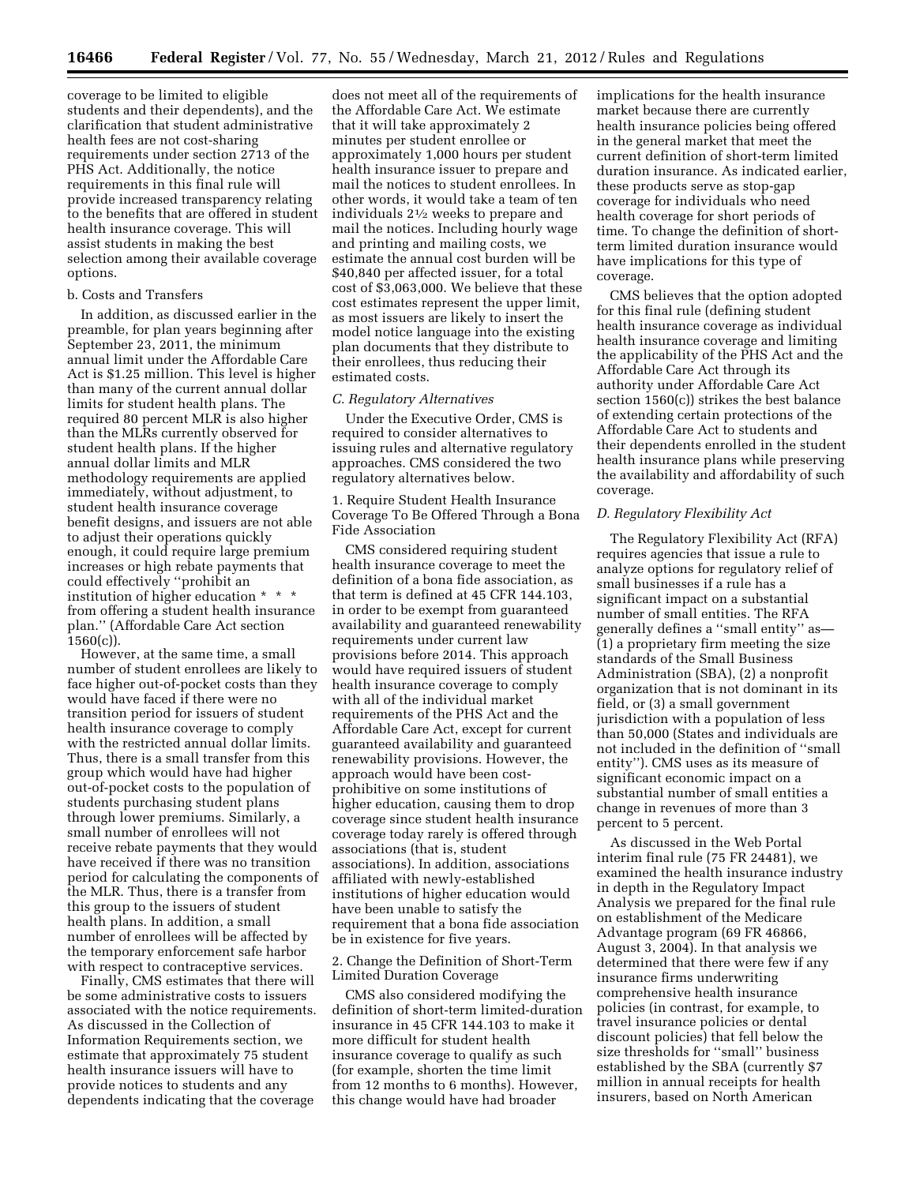coverage to be limited to eligible students and their dependents), and the clarification that student administrative health fees are not cost-sharing requirements under section 2713 of the PHS Act. Additionally, the notice requirements in this final rule will provide increased transparency relating to the benefits that are offered in student health insurance coverage. This will assist students in making the best selection among their available coverage options.

b. Costs and Transfers

In addition, as discussed earlier in the preamble, for plan years beginning after September 23, 2011, the minimum annual limit under the Affordable Care Act is $1.25 million. This level is higher than many of the current annual dollar limits for student health plans. The required 80 percent MLR is also higher than the MLRs currently observed for student health plans. If the higher annual dollar limits and MLR methodology requirements are applied immediately, without adjustment, to student health insurance coverage benefit designs, and issuers are not able to adjust their operations quickly enough, it could require large premium increases or high rebate payments that could effectively ''prohibit an institution of higher education * * * from offering a student health insurance plan.'' (Affordable Care Act section 1560(c)).

However, at the same time, a small number of student enrollees are likely to face higher out-of-pocket costs than they would have faced if there were no transition period for issuers of student health insurance coverage to comply with the restricted annual dollar limits. Thus, there is a small transfer from this group which would have had higher out-of-pocket costs to the population of students purchasing student plans through lower premiums. Similarly, a small number of enrollees will not receive rebate payments that they would have received if there was no transition period for calculating the components of the MLR. Thus, there is a transfer from this group to the issuers of student health plans. In addition, a small number of enrollees will be affected by the temporary enforcement safe harbor with respect to contraceptive services.

Finally, CMS estimates that there will be some administrative costs to issuers associated with the notice requirements. As discussed in the Collection of Information Requirements section, we estimate that approximately 75 student health insurance issuers will have to provide notices to students and any dependents indicating that the coverage does not meet all of the requirements of the Affordable Care Act. We estimate that it will take approximately 2 minutes per student enrollee or approximately 1,000 hours per student health insurance issuer to prepare and mail the notices to student enrollees. In other words, it would take a team of ten individuals 2½ weeks to prepare and mail the notices. Including hourly wage and printing and mailing costs, we estimate the annual cost burden will be $40,840 per affected issuer, for a total cost of $3,063,000. We believe that these cost estimates represent the upper limit, as most issuers are likely to insert the model notice language into the existing plan documents that they distribute to their enrollees, thus reducing their estimated costs.

### *C. Regulatory Alternatives*

Under the Executive Order, CMS is required to consider alternatives to issuing rules and alternative regulatory approaches. CMS considered the two regulatory alternatives below.

1. Require Student Health Insurance Coverage To Be Offered Through a Bona Fide Association

CMS considered requiring student health insurance coverage to meet the definition of a bona fide association, as that term is defined at 45 CFR 144.103, in order to be exempt from guaranteed availability and guaranteed renewability requirements under current law provisions before 2014. This approach would have required issuers of student health insurance coverage to comply with all of the individual market requirements of the PHS Act and the Affordable Care Act, except for current guaranteed availability and guaranteed renewability provisions. However, the approach would have been cost-prohibitive on some institutions of higher education, causing them to drop coverage since student health insurance coverage today rarely is offered through associations (that is, student associations). In addition, associations affiliated with newly-established institutions of higher education would have been unable to satisfy the requirement that a bona fide association be in existence for five years.

2. Change the Definition of Short-Term Limited Duration Coverage

CMS also considered modifying the definition of short-term limited-duration insurance in 45 CFR 144.103 to make it more difficult for student health insurance coverage to qualify as such (for example, shorten the time limit from 12 months to 6 months). However, this change would have had broader implications for the health insurance market because there are currently health insurance policies being offered in the general market that meet the current definition of short-term limited duration insurance. As indicated earlier, these products serve as stop-gap coverage for individuals who need health coverage for short periods of time. To change the definition of short-term limited duration insurance would have implications for this type of coverage.

CMS believes that the option adopted for this final rule (defining student health insurance coverage as individual health insurance coverage and limiting the applicability of the PHS Act and the Affordable Care Act through its authority under Affordable Care Act section 1560(c)) strikes the best balance of extending certain protections of the Affordable Care Act to students and their dependents enrolled in the student health insurance plans while preserving the availability and affordability of such coverage.

### *D. Regulatory Flexibility Act*

The Regulatory Flexibility Act (RFA) requires agencies that issue a rule to analyze options for regulatory relief of small businesses if a rule has a significant impact on a substantial number of small entities. The RFA generally defines a ''small entity'' as— (1) a proprietary firm meeting the size standards of the Small Business Administration (SBA), (2) a nonprofit organization that is not dominant in its field, or (3) a small government jurisdiction with a population of less than 50,000 (States and individuals are not included in the definition of ''small entity''). CMS uses as its measure of significant economic impact on a substantial number of small entities a change in revenues of more than 3 percent to 5 percent.

As discussed in the Web Portal interim final rule (75 FR 24481), we examined the health insurance industry in depth in the Regulatory Impact Analysis we prepared for the final rule on establishment of the Medicare Advantage program (69 FR 46866, August 3, 2004). In that analysis we determined that there were few if any insurance firms underwriting comprehensive health insurance policies (in contrast, for example, to travel insurance policies or dental discount policies) that fell below the size thresholds for ''small'' business established by the SBA (currently $7 million in annual receipts for health insurers, based on North American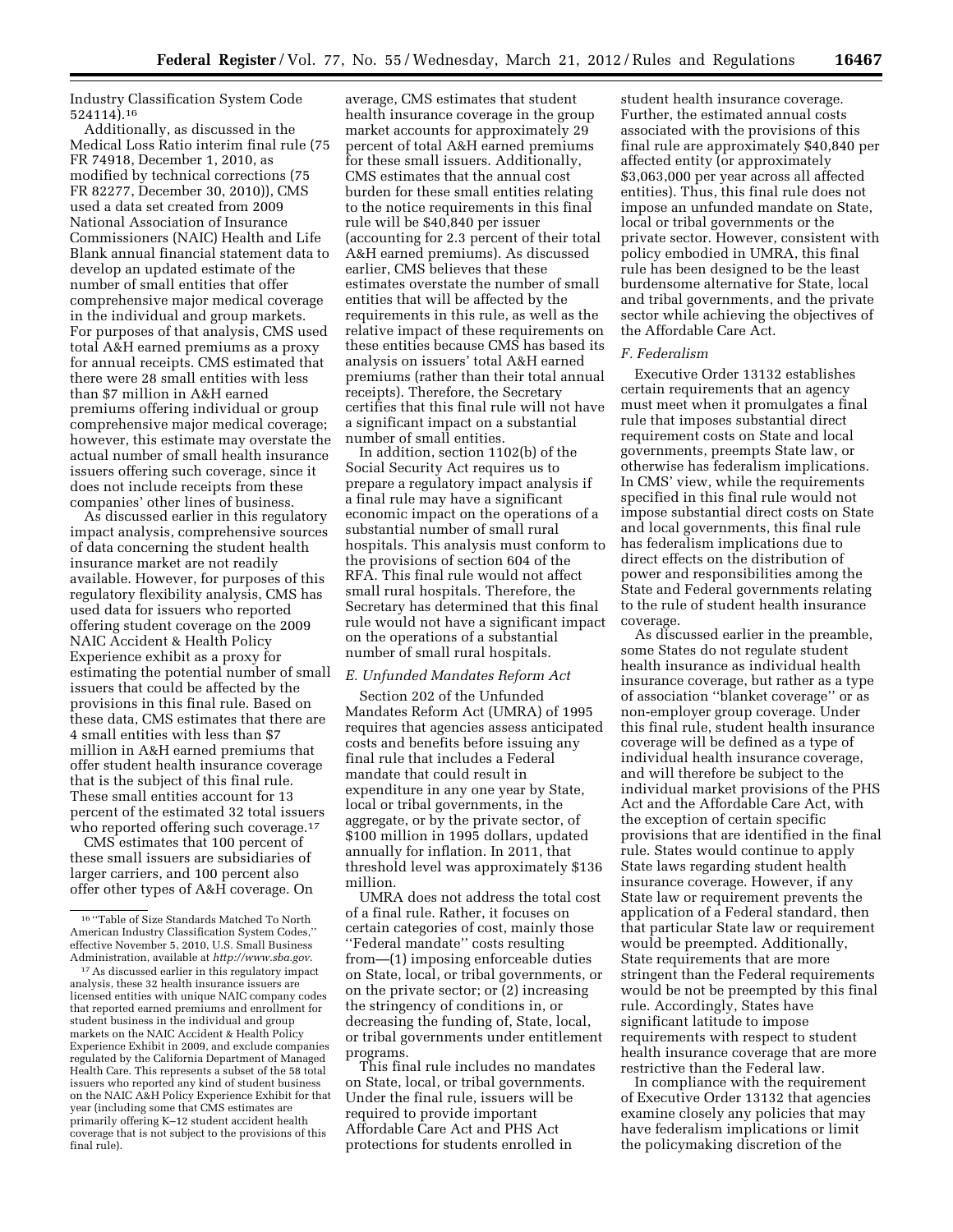Industry Classification System Code 524114).[16]

Additionally, as discussed in the Medical Loss Ratio interim final rule (75 FR 74918, December 1, 2010, as modified by technical corrections (75 FR 82277, December 30, 2010)), CMS used a data set created from 2009 National Association of Insurance Commissioners (NAIC) Health and Life Blank annual financial statement data to develop an updated estimate of the number of small entities that offer comprehensive major medical coverage in the individual and group markets. For purposes of that analysis, CMS used total A&H earned premiums as a proxy for annual receipts. CMS estimated that there were 28 small entities with less than $7 million in A&H earned premiums offering individual or group comprehensive major medical coverage; however, this estimate may overstate the actual number of small health insurance issuers offering such coverage, since it does not include receipts from these companies' other lines of business.

As discussed earlier in this regulatory impact analysis, comprehensive sources of data concerning the student health insurance market are not readily available. However, for purposes of this regulatory flexibility analysis, CMS has used data for issuers who reported offering student coverage on the 2009 NAIC Accident & Health Policy Experience exhibit as a proxy for estimating the potential number of small issuers that could be affected by the provisions in this final rule. Based on these data, CMS estimates that there are 4 small entities with less than $7 million in A&H earned premiums that offer student health insurance coverage that is the subject of this final rule. These small entities account for 13 percent of the estimated 32 total issuers who reported offering such coverage.[17]

CMS estimates that 100 percent of these small issuers are subsidiaries of larger carriers, and 100 percent also offer other types of A&H coverage. On average, CMS estimates that student health insurance coverage in the group market accounts for approximately 29 percent of total A&H earned premiums for these small issuers. Additionally, CMS estimates that the annual cost burden for these small entities relating to the notice requirements in this final rule will be $40,840 per issuer (accounting for 2.3 percent of their total A&H earned premiums). As discussed earlier, CMS believes that these estimates overstate the number of small entities that will be affected by the requirements in this rule, as well as the relative impact of these requirements on these entities because CMS has based its analysis on issuers' total A&H earned premiums (rather than their total annual receipts). Therefore, the Secretary certifies that this final rule will not have a significant impact on a substantial number of small entities.

In addition, section 1102(b) of the Social Security Act requires us to prepare a regulatory impact analysis if a final rule may have a significant economic impact on the operations of a substantial number of small rural hospitals. This analysis must conform to the provisions of section 604 of the RFA. This final rule would not affect small rural hospitals. Therefore, the Secretary has determined that this final rule would not have a significant impact on the operations of a substantial number of small rural hospitals.

### *E. Unfunded Mandates Reform Act*

Section 202 of the Unfunded Mandates Reform Act (UMRA) of 1995 requires that agencies assess anticipated costs and benefits before issuing any final rule that includes a Federal mandate that could result in expenditure in any one year by State, local or tribal governments, in the aggregate, or by the private sector, of $100 million in 1995 dollars, updated annually for inflation. In 2011, that threshold level was approximately $136 million.

UMRA does not address the total cost of a final rule. Rather, it focuses on certain categories of cost, mainly those "Federal mandate" costs resulting from—(1) imposing enforceable duties on State, local, or tribal governments, or on the private sector; or (2) increasing the stringency of conditions in, or decreasing the funding of, State, local, or tribal governments under entitlement programs.

This final rule includes no mandates on State, local, or tribal governments. Under the final rule, issuers will be required to provide important Affordable Care Act and PHS Act protections for students enrolled in student health insurance coverage. Further, the estimated annual costs associated with the provisions of this final rule are approximately $40,840 per affected entity (or approximately $3,063,000 per year across all affected entities). Thus, this final rule does not impose an unfunded mandate on State, local or tribal governments or the private sector. However, consistent with policy embodied in UMRA, this final rule has been designed to be the least burdensome alternative for State, local and tribal governments, and the private sector while achieving the objectives of the Affordable Care Act.

### *F. Federalism*

Executive Order 13132 establishes certain requirements that an agency must meet when it promulgates a final rule that imposes substantial direct requirement costs on State and local governments, preempts State law, or otherwise has federalism implications. In CMS' view, while the requirements specified in this final rule would not impose substantial direct costs on State and local governments, this final rule has federalism implications due to direct effects on the distribution of power and responsibilities among the State and Federal governments relating to the rule of student health insurance coverage.

As discussed earlier in the preamble, some States do not regulate student health insurance as individual health insurance coverage, but rather as a type of association "blanket coverage" or as non-employer group coverage. Under this final rule, student health insurance coverage will be defined as a type of individual health insurance coverage, and will therefore be subject to the individual market provisions of the PHS Act and the Affordable Care Act, with the exception of certain specific provisions that are identified in the final rule. States would continue to apply State laws regarding student health insurance coverage. However, if any State law or requirement prevents the application of a Federal standard, then that particular State law or requirement would be preempted. Additionally, State requirements that are more stringent than the Federal requirements would be not be preempted by this final rule. Accordingly, States have significant latitude to impose requirements with respect to student health insurance coverage that are more restrictive than the Federal law.

In compliance with the requirement of Executive Order 13132 that agencies examine closely any policies that may have federalism implications or limit the policymaking discretion of the

---

[16] "Table of Size Standards Matched To North American Industry Classification System Codes," effective November 5, 2010, U.S. Small Business Administration, available at *http://www.sba.gov*.

[17] As discussed earlier in this regulatory impact analysis, these 32 health insurance issuers are licensed entities with unique NAIC company codes that reported earned premiums and enrollment for student business in the individual and group markets on the NAIC Accident & Health Policy Experience Exhibit in 2009, and exclude companies regulated by the California Department of Managed Health Care. This represents a subset of the 58 total issuers who reported any kind of student business on the NAIC A&H Policy Experience Exhibit for that year (including some that CMS estimates are primarily offering K–12 student accident health coverage that is not subject to the provisions of this final rule).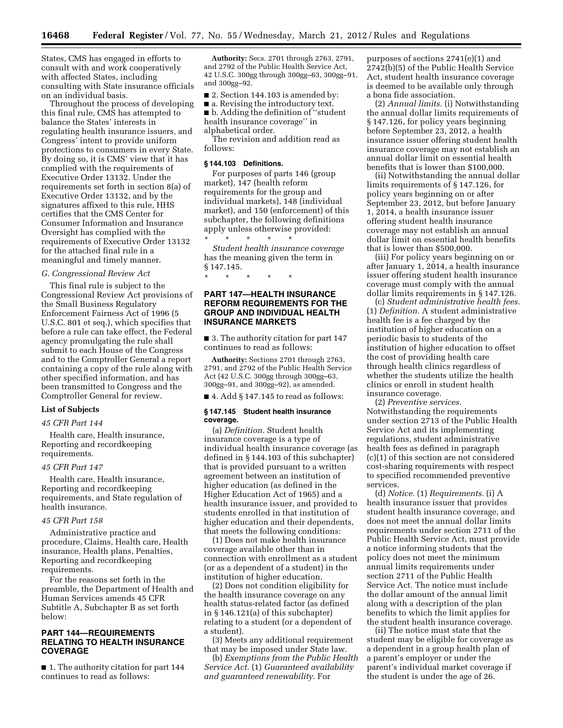States, CMS has engaged in efforts to consult with and work cooperatively with affected States, including consulting with State insurance officials on an individual basis.

Throughout the process of developing this final rule, CMS has attempted to balance the States' interests in regulating health insurance issuers, and Congress' intent to provide uniform protections to consumers in every State. By doing so, it is CMS' view that it has complied with the requirements of Executive Order 13132. Under the requirements set forth in section 8(a) of Executive Order 13132, and by the signatures affixed to this rule, HHS certifies that the CMS Center for Consumer Information and Insurance Oversight has complied with the requirements of Executive Order 13132 for the attached final rule in a meaningful and timely manner.

### G. Congressional Review Act

This final rule is subject to the Congressional Review Act provisions of the Small Business Regulatory Enforcement Fairness Act of 1996 (5 U.S.C. 801 et seq.), which specifies that before a rule can take effect, the Federal agency promulgating the rule shall submit to each House of the Congress and to the Comptroller General a report containing a copy of the rule along with other specified information, and has been transmitted to Congress and the Comptroller General for review.

### List of Subjects

*45 CFR Part 144*

Health care, Health insurance, Reporting and recordkeeping requirements.

*45 CFR Part 147*

Health care, Health insurance, Reporting and recordkeeping requirements, and State regulation of health insurance.

*45 CFR Part 158*

Administrative practice and procedure, Claims, Health care, Health insurance, Health plans, Penalties, Reporting and recordkeeping requirements.

For the reasons set forth in the preamble, the Department of Health and Human Services amends 45 CFR Subtitle A, Subchapter B as set forth below:

## PART 144—REQUIREMENTS RELATING TO HEALTH INSURANCE COVERAGE

■ 1. The authority citation for part 144 continues to read as follows:

**Authority:** Secs. 2701 through 2763, 2791, and 2792 of the Public Health Service Act, 42 U.S.C. 300gg through 300gg–63, 300gg–91, and 300gg–92.

■ 2. Section 144.103 is amended by:

■ a. Revising the introductory text.

■ b. Adding the definition of ''student health insurance coverage'' in alphabetical order.

The revision and addition read as follows:

### § 144.103 Definitions.

For purposes of parts 146 (group market), 147 (health reform requirements for the group and individual markets), 148 (individual market), and 150 (enforcement) of this subchapter, the following definitions apply unless otherwise provided:

\* \* \* \* \*

*Student health insurance coverage* has the meaning given the term in § 147.145.

\* \* \* \* \*

## PART 147—HEALTH INSURANCE REFORM REQUIREMENTS FOR THE GROUP AND INDIVIDUAL HEALTH INSURANCE MARKETS

■ 3. The authority citation for part 147 continues to read as follows:

**Authority:** Sections 2701 through 2763, 2791, and 2792 of the Public Health Service Act (42 U.S.C. 300gg through 300gg–63, 300gg–91, and 300gg–92), as amended.

■ 4. Add § 147.145 to read as follows:

### § 147.145 Student health insurance coverage.

(a) *Definition.* Student health insurance coverage is a type of individual health insurance coverage (as defined in § 144.103 of this subchapter) that is provided pursuant to a written agreement between an institution of higher education (as defined in the Higher Education Act of 1965) and a health insurance issuer, and provided to students enrolled in that institution of higher education and their dependents, that meets the following conditions:

(1) Does not make health insurance coverage available other than in connection with enrollment as a student (or as a dependent of a student) in the institution of higher education.

(2) Does not condition eligibility for the health insurance coverage on any health status-related factor (as defined in § 146.121(a) of this subchapter) relating to a student (or a dependent of a student).

(3) Meets any additional requirement that may be imposed under State law.

(b) *Exemptions from the Public Health Service Act.* (1) *Guaranteed availability and guaranteed renewability.* For purposes of sections 2741(e)(1) and 2742(b)(5) of the Public Health Service Act, student health insurance coverage is deemed to be available only through a bona fide association.

(2) *Annual limits.* (i) Notwithstanding the annual dollar limits requirements of § 147.126, for policy years beginning before September 23, 2012, a health insurance issuer offering student health insurance coverage may not establish an annual dollar limit on essential health benefits that is lower than $100,000.

(ii) Notwithstanding the annual dollar limits requirements of § 147.126, for policy years beginning on or after September 23, 2012, but before January 1, 2014, a health insurance issuer offering student health insurance coverage may not establish an annual dollar limit on essential health benefits that is lower than $500,000.

(iii) For policy years beginning on or after January 1, 2014, a health insurance issuer offering student health insurance coverage must comply with the annual dollar limits requirements in § 147.126.

(c) *Student administrative health fees.* (1) *Definition.* A student administrative health fee is a fee charged by the institution of higher education on a periodic basis to students of the institution of higher education to offset the cost of providing health care through health clinics regardless of whether the students utilize the health clinics or enroll in student health insurance coverage.

(2) *Preventive services.* Notwithstanding the requirements under section 2713 of the Public Health Service Act and its implementing regulations, student administrative health fees as defined in paragraph (c)(1) of this section are not considered cost-sharing requirements with respect to specified recommended preventive services.

(d) *Notice.* (1) *Requirements.* (i) A health insurance issuer that provides student health insurance coverage, and does not meet the annual dollar limits requirements under section 2711 of the Public Health Service Act, must provide a notice informing students that the policy does not meet the minimum annual limits requirements under section 2711 of the Public Health Service Act. The notice must include the dollar amount of the annual limit along with a description of the plan benefits to which the limit applies for the student health insurance coverage.

(ii) The notice must state that the student may be eligible for coverage as a dependent in a group health plan of a parent's employer or under the parent's individual market coverage if the student is under the age of 26.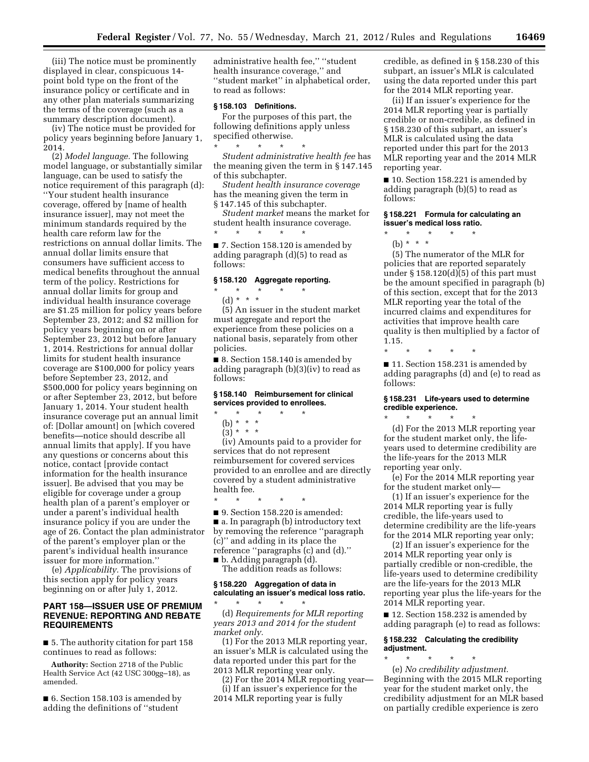(iii) The notice must be prominently displayed in clear, conspicuous 14-point bold type on the front of the insurance policy or certificate and in any other plan materials summarizing the terms of the coverage (such as a summary description document).

(iv) The notice must be provided for policy years beginning before January 1, 2014.

(2) *Model language.* The following model language, or substantially similar language, can be used to satisfy the notice requirement of this paragraph (d): ''Your student health insurance coverage, offered by [name of health insurance issuer], may not meet the minimum standards required by the health care reform law for the restrictions on annual dollar limits. The annual dollar limits ensure that consumers have sufficient access to medical benefits throughout the annual term of the policy. Restrictions for annual dollar limits for group and individual health insurance coverage are $1.25 million for policy years before September 23, 2012; and $2 million for policy years beginning on or after September 23, 2012 but before January 1, 2014. Restrictions for annual dollar limits for student health insurance coverage are $100,000 for policy years before September 23, 2012, and $500,000 for policy years beginning on or after September 23, 2012, but before January 1, 2014. Your student health insurance coverage put an annual limit of: [Dollar amount] on [which covered benefits—notice should describe all annual limits that apply]. If you have any questions or concerns about this notice, contact [provide contact information for the health insurance issuer]. Be advised that you may be eligible for coverage under a group health plan of a parent's employer or under a parent's individual health insurance policy if you are under the age of 26. Contact the plan administrator of the parent's employer plan or the parent's individual health insurance issuer for more information.''

(e) *Applicability.* The provisions of this section apply for policy years beginning on or after July 1, 2012.

## PART 158—ISSUER USE OF PREMIUM REVENUE: REPORTING AND REBATE REQUIREMENTS

■ 5. The authority citation for part 158 continues to read as follows:

**Authority:** Section 2718 of the Public Health Service Act (42 USC 300gg–18), as amended.

■ 6. Section 158.103 is amended by adding the definitions of ''student administrative health fee,'' ''student health insurance coverage,'' and ''student market'' in alphabetical order, to read as follows:

### § 158.103 Definitions.

For the purposes of this part, the following definitions apply unless specified otherwise.

\* \* \* \* \*

*Student administrative health fee* has the meaning given the term in § 147.145 of this subchapter.

*Student health insurance coverage* has the meaning given the term in § 147.145 of this subchapter.

*Student market* means the market for student health insurance coverage.

\* \* \* \* \*

■ 7. Section 158.120 is amended by adding paragraph (d)(5) to read as follows:

### § 158.120 Aggregate reporting.

\* \* \* \* \*

(d) \* \* \*

(5) An issuer in the student market must aggregate and report the experience from these policies on a national basis, separately from other policies.

■ 8. Section 158.140 is amended by adding paragraph (b)(3)(iv) to read as follows:

### § 158.140 Reimbursement for clinical services provided to enrollees.

\* \* \* \* \*

(b) \* \* \*

(3) \* \* \*

(iv) Amounts paid to a provider for services that do not represent reimbursement for covered services provided to an enrollee and are directly covered by a student administrative health fee.

\* \* \* \* \*

■ 9. Section 158.220 is amended:

■ a. In paragraph (b) introductory text by removing the reference ''paragraph (c)'' and adding in its place the reference ''paragraphs (c) and (d).''

■ b. Adding paragraph (d).

The addition reads as follows:

### § 158.220 Aggregation of data in calculating an issuer's medical loss ratio.

\* \* \* \* \*

(d) *Requirements for MLR reporting years 2013 and 2014 for the student market only.*

(1) For the 2013 MLR reporting year, an issuer's MLR is calculated using the data reported under this part for the 2013 MLR reporting year only.

(2) For the 2014 MLR reporting year—

(i) If an issuer's experience for the 2014 MLR reporting year is fully credible, as defined in § 158.230 of this subpart, an issuer's MLR is calculated using the data reported under this part for the 2014 MLR reporting year.

(ii) If an issuer's experience for the 2014 MLR reporting year is partially credible or non-credible, as defined in § 158.230 of this subpart, an issuer's MLR is calculated using the data reported under this part for the 2013 MLR reporting year and the 2014 MLR reporting year.

■ 10. Section 158.221 is amended by adding paragraph (b)(5) to read as follows:

### § 158.221 Formula for calculating an issuer's medical loss ratio.

\* \* \* \* \*

(b) \* \* \*

(5) The numerator of the MLR for policies that are reported separately under § 158.120(d)(5) of this part must be the amount specified in paragraph (b) of this section, except that for the 2013 MLR reporting year the total of the incurred claims and expenditures for activities that improve health care quality is then multiplied by a factor of 1.15.

\* \* \* \* \*

■ 11. Section 158.231 is amended by adding paragraphs (d) and (e) to read as follows:

### § 158.231 Life-years used to determine credible experience.

\* \* \* \* \*

(d) For the 2013 MLR reporting year for the student market only, the life-years used to determine credibility are the life-years for the 2013 MLR reporting year only.

(e) For the 2014 MLR reporting year for the student market only—

(1) If an issuer's experience for the 2014 MLR reporting year is fully credible, the life-years used to determine credibility are the life-years for the 2014 MLR reporting year only;

(2) If an issuer's experience for the 2014 MLR reporting year only is partially credible or non-credible, the life-years used to determine credibility are the life-years for the 2013 MLR reporting year plus the life-years for the 2014 MLR reporting year.

■ 12. Section 158.232 is amended by adding paragraph (e) to read as follows:

### § 158.232 Calculating the credibility adjustment.

\* \* \* \* \*

(e) *No credibility adjustment.* Beginning with the 2015 MLR reporting year for the student market only, the credibility adjustment for an MLR based on partially credible experience is zero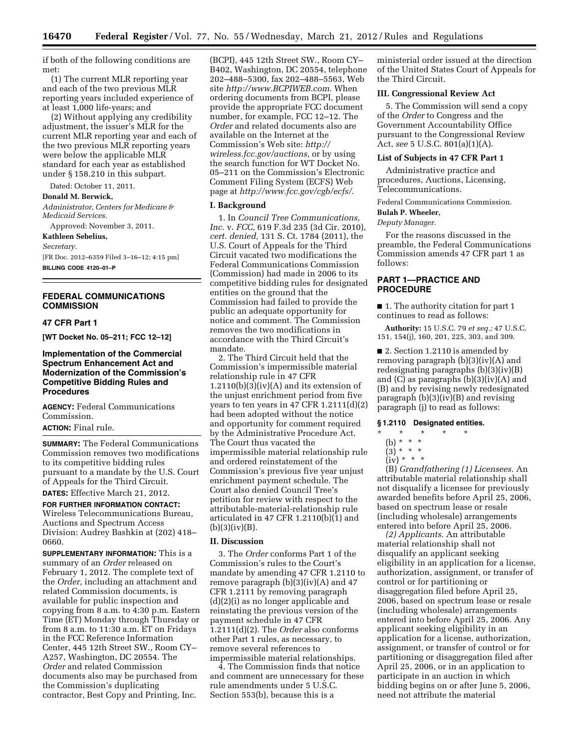if both of the following conditions are met:

(1) The current MLR reporting year and each of the two previous MLR reporting years included experience of at least 1,000 life-years; and

(2) Without applying any credibility adjustment, the issuer's MLR for the current MLR reporting year and each of the two previous MLR reporting years were below the applicable MLR standard for each year as established under § 158.210 in this subpart.

Dated: October 11, 2011.

**Donald M. Berwick,**

*Administrator, Centers for Medicare & Medicaid Services.*

Approved: November 3, 2011.

**Kathleen Sebelius,**

*Secretary.*

[FR Doc. 2012–6359 Filed 3–16–12; 4:15 pm]

**BILLING CODE 4120–01–P**

## FEDERAL COMMUNICATIONS COMMISSION

## 47 CFR Part 1

**[WT Docket No. 05–211; FCC 12–12]**

## Implementation of the Commercial Spectrum Enhancement Act and Modernization of the Commission's Competitive Bidding Rules and Procedures

**AGENCY:** Federal Communications Commission.

**ACTION:** Final rule.

**SUMMARY:** The Federal Communications Commission removes two modifications to its competitive bidding rules pursuant to a mandate by the U.S. Court of Appeals for the Third Circuit.

**DATES:** Effective March 21, 2012.

**FOR FURTHER INFORMATION CONTACT:** Wireless Telecommunications Bureau, Auctions and Spectrum Access Division: Audrey Bashkin at (202) 418–0660.

**SUPPLEMENTARY INFORMATION:** This is a summary of an *Order* released on February 1, 2012. The complete text of the *Order,* including an attachment and related Commission documents, is available for public inspection and copying from 8 a.m. to 4:30 p.m. Eastern Time (ET) Monday through Thursday or from 8 a.m. to 11:30 a.m. ET on Fridays in the FCC Reference Information Center, 445 12th Street SW., Room CY–A257, Washington, DC 20554. The *Order* and related Commission documents also may be purchased from the Commission's duplicating contractor, Best Copy and Printing, Inc. (BCPI), 445 12th Street SW., Room CY–B402, Washington, DC 20554, telephone 202–488–5300, fax 202–488–5563, Web site *http://www.BCPIWEB.com.* When ordering documents from BCPI, please provide the appropriate FCC document number, for example, FCC 12–12. The *Order* and related documents also are available on the Internet at the Commission's Web site: *http://wireless.fcc.gov/auctions,* or by using the search function for WT Docket No. 05–211 on the Commission's Electronic Comment Filing System (ECFS) Web page at *http://www.fcc.gov/cgb/ecfs/.*

### I. Background

1. In *Council Tree Communications, Inc.* v. *FCC,* 619 F.3d 235 (3d Cir. 2010), *cert. denied,* 131 S. Ct. 1784 (2011), the U.S. Court of Appeals for the Third Circuit vacated two modifications the Federal Communications Commission (Commission) had made in 2006 to its competitive bidding rules for designated entities on the ground that the Commission had failed to provide the public an adequate opportunity for notice and comment. The Commission removes the two modifications in accordance with the Third Circuit's mandate.

2. The Third Circuit held that the Commission's impermissible material relationship rule in 47 CFR 1.2110(b)(3)(iv)(A) and its extension of the unjust enrichment period from five years to ten years in 47 CFR 1.2111(d)(2) had been adopted without the notice and opportunity for comment required by the Administrative Procedure Act. The Court thus vacated the impermissible material relationship rule and ordered reinstatement of the Commission's previous five year unjust enrichment payment schedule. The Court also denied Council Tree's petition for review with respect to the attributable-material-relationship rule articulated in 47 CFR 1.2110(b)(1) and (b)(3)(iv)(B).

### II. Discussion

3. The *Order* conforms Part 1 of the Commission's rules to the Court's mandate by amending 47 CFR 1.2110 to remove paragraph (b)(3)(iv)(A) and 47 CFR 1.2111 by removing paragraph (d)(2)(i) as no longer applicable and reinstating the previous version of the payment schedule in 47 CFR 1.2111(d)(2). The *Order* also conforms other Part 1 rules, as necessary, to remove several references to impermissible material relationships.

4. The Commission finds that notice and comment are unnecessary for these rule amendments under 5 U.S.C. Section 553(b), because this is a ministerial order issued at the direction of the United States Court of Appeals for the Third Circuit.

### III. Congressional Review Act

5. The Commission will send a copy of the *Order* to Congress and the Government Accountability Office pursuant to the Congressional Review Act, *see* 5 U.S.C. 801(a)(1)(A).

### List of Subjects in 47 CFR Part 1

Administrative practice and procedures, Auctions, Licensing, Telecommunications.

Federal Communications Commission.

**Bulah P. Wheeler,**

*Deputy Manager.*

For the reasons discussed in the preamble, the Federal Communications Commission amends 47 CFR part 1 as follows:

## PART 1—PRACTICE AND PROCEDURE

■ 1. The authority citation for part 1 continues to read as follows:

**Authority:** 15 U.S.C. 79 *et seq.;* 47 U.S.C. 151, 154(j), 160, 201, 225, 303, and 309.

■ 2. Section 1.2110 is amended by removing paragraph (b)(3)(iv)(A) and redesignating paragraphs (b)(3)(iv)(B) and (C) as paragraphs (b)(3)(iv)(A) and (B) and by revising newly redesignated paragraph (b)(3)(iv)(B) and revising paragraph (j) to read as follows:

#### § 1.2110 Designated entities.

\* \* \* \* \*

(b) \* \* \*

(3) \* \* \*

(iv) \* \* \*

(B) *Grandfathering (1) Licensees.* An attributable material relationship shall not disqualify a licensee for previously awarded benefits before April 25, 2006, based on spectrum lease or resale (including wholesale) arrangements entered into before April 25, 2006.

*(2) Applicants.* An attributable material relationship shall not disqualify an applicant seeking eligibility in an application for a license, authorization, assignment, or transfer of control or for partitioning or disaggregation filed before April 25, 2006, based on spectrum lease or resale (including wholesale) arrangements entered into before April 25, 2006. Any applicant seeking eligibility in an application for a license, authorization, assignment, or transfer of control or for partitioning or disaggregation filed after April 25, 2006, or in an application to participate in an auction in which bidding begins on or after June 5, 2006, need not attribute the material